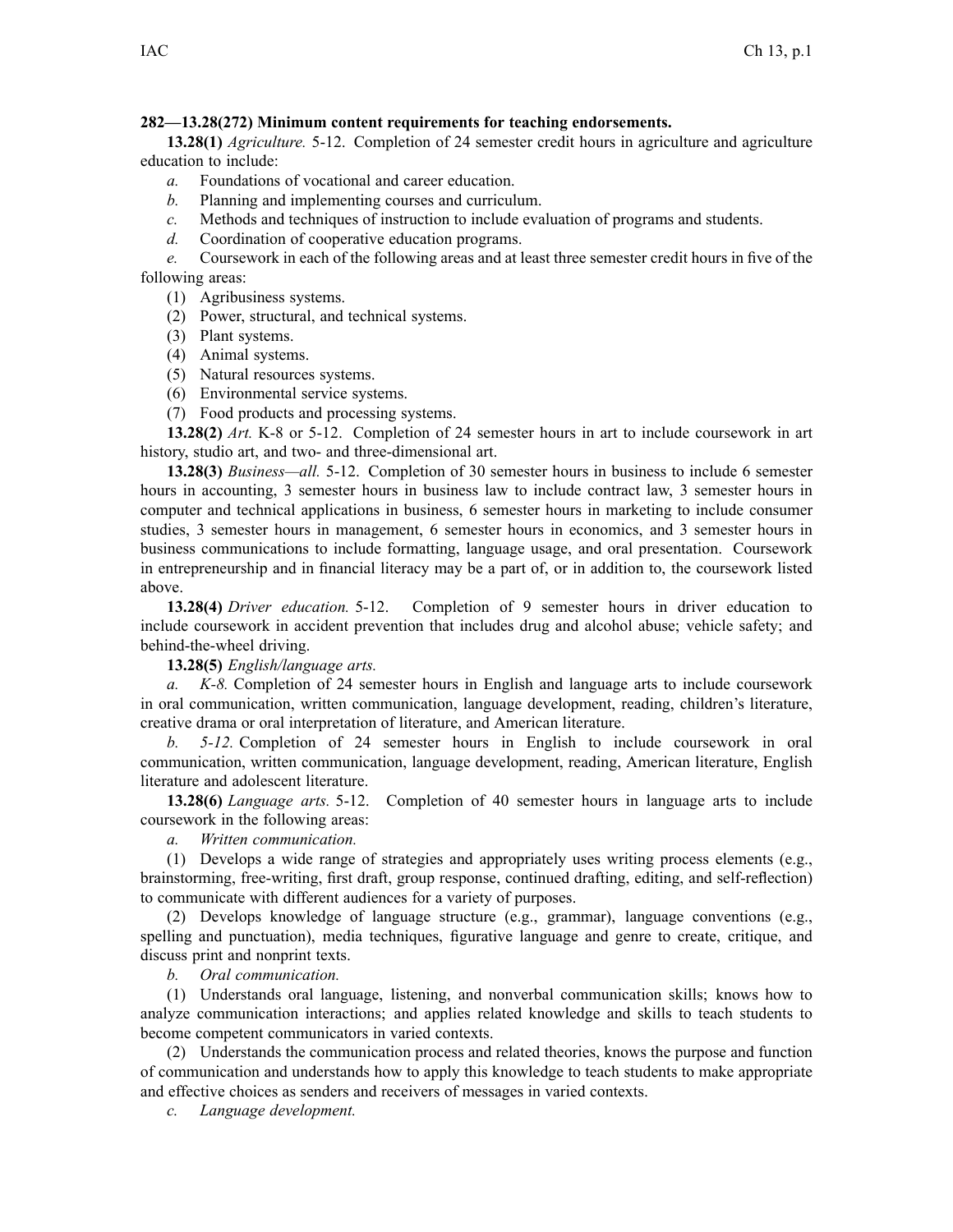**282—13.28(272) Minimum content requirements for teaching endorsements.**

**13.28(1)** *Agriculture.* 5-12. Completion of 24 semester credit hours in agriculture and agriculture education to include:

*a.* Foundations of vocational and career education.

*b.* Planning and implementing courses and curriculum.

*c.* Methods and techniques of instruction to include evaluation of programs and students.

*d.* Coordination of cooperative education programs.

*e.* Coursework in each of the following areas and at least three semester credit hours in five of the following areas:

(1) Agribusiness systems.

(2) Power, structural, and technical systems.

(3) Plant systems.

(4) Animal systems.

(5) Natural resources systems.

(6) Environmental service systems.

(7) Food products and processing systems.

**13.28(2)** *Art.* K-8 or 5-12. Completion of 24 semester hours in art to include coursework in art history, studio art, and two- and three-dimensional art.

**13.28(3)** *Business—all.* 5-12. Completion of 30 semester hours in business to include 6 semester hours in accounting, 3 semester hours in business law to include contract law, 3 semester hours in computer and technical applications in business, 6 semester hours in marketing to include consumer studies, 3 semester hours in management, 6 semester hours in economics, and 3 semester hours in business communications to include formatting, language usage, and oral presentation. Coursework in entrepreneurship and in financial literacy may be a part of, or in addition to, the coursework listed above.

**13.28(4)** *Driver education.* 5-12. Completion of 9 semester hours in driver education to include coursework in accident prevention that includes drug and alcohol abuse; vehicle safety; and behind-the-wheel driving.

**13.28(5)** *English/language arts.*

*a.* *K-8.* Completion of 24 semester hours in English and language arts to include coursework in oral communication, written communication, language development, reading, children's literature, creative drama or oral interpretation of literature, and American literature.

*b.* *5-12.* Completion of 24 semester hours in English to include coursework in oral communication, written communication, language development, reading, American literature, English literature and adolescent literature.

**13.28(6)** *Language arts.* 5-12. Completion of 40 semester hours in language arts to include coursework in the following areas:

*a.* *Written communication.*

(1) Develops a wide range of strategies and appropriately uses writing process elements (e.g., brainstorming, free-writing, first draft, group response, continued drafting, editing, and self-reflection) to communicate with different audiences for a variety of purposes.

(2) Develops knowledge of language structure (e.g., grammar), language conventions (e.g., spelling and punctuation), media techniques, figurative language and genre to create, critique, and discuss print and nonprint texts.

*b.* *Oral communication.*

(1) Understands oral language, listening, and nonverbal communication skills; knows how to analyze communication interactions; and applies related knowledge and skills to teach students to become competent communicators in varied contexts.

(2) Understands the communication process and related theories, knows the purpose and function of communication and understands how to apply this knowledge to teach students to make appropriate and effective choices as senders and receivers of messages in varied contexts.

*c.* *Language development.*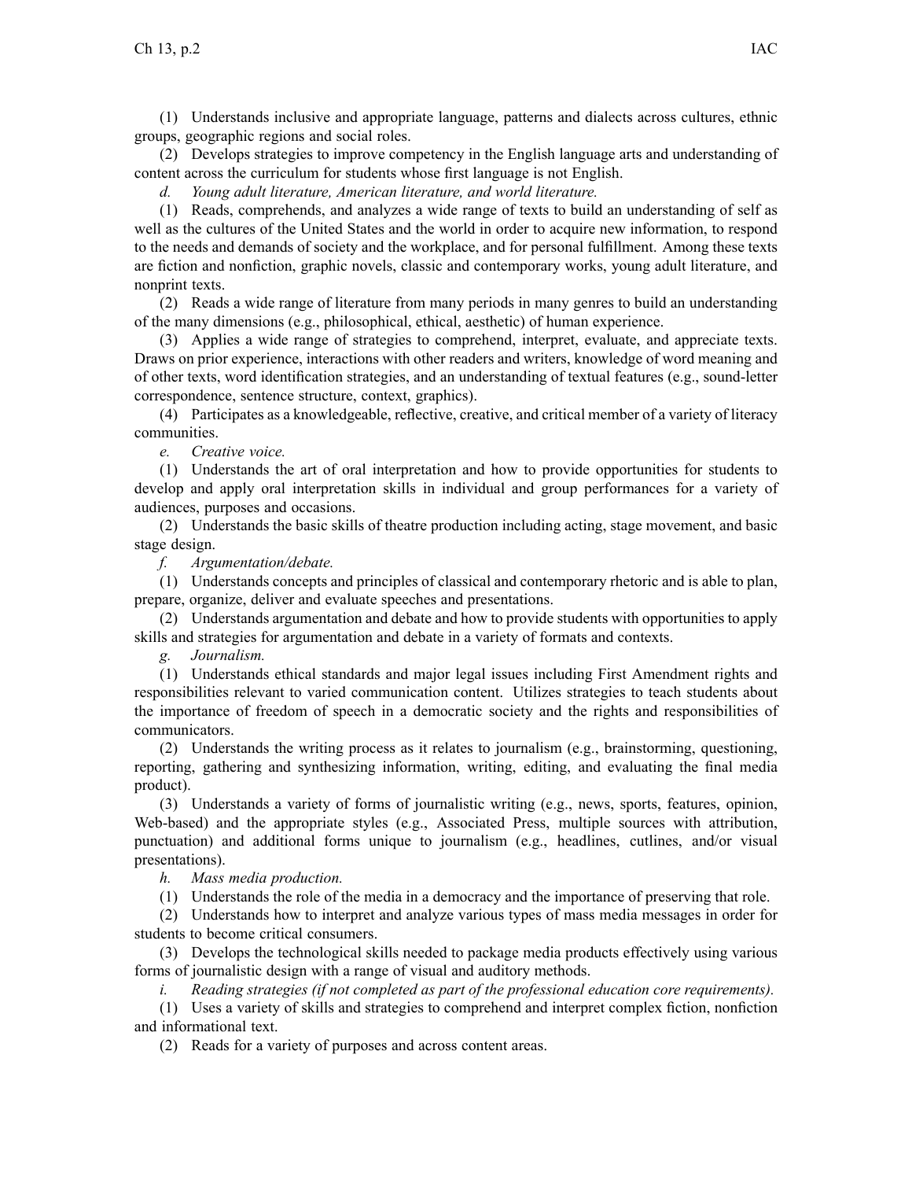(1) Understands inclusive and appropriate language, patterns and dialects across cultures, ethnic groups, geographic regions and social roles.

(2) Develops strategies to improve competency in the English language arts and understanding of content across the curriculum for students whose first language is not English.

*d. Young adult literature, American literature, and world literature.*

(1) Reads, comprehends, and analyzes a wide range of texts to build an understanding of self as well as the cultures of the United States and the world in order to acquire new information, to respond to the needs and demands of society and the workplace, and for personal fulfillment. Among these texts are fiction and nonfiction, graphic novels, classic and contemporary works, young adult literature, and nonprint texts.

(2) Reads a wide range of literature from many periods in many genres to build an understanding of the many dimensions (e.g., philosophical, ethical, aesthetic) of human experience.

(3) Applies a wide range of strategies to comprehend, interpret, evaluate, and appreciate texts. Draws on prior experience, interactions with other readers and writers, knowledge of word meaning and of other texts, word identification strategies, and an understanding of textual features (e.g., sound-letter correspondence, sentence structure, context, graphics).

(4) Participates as a knowledgeable, reflective, creative, and critical member of a variety of literacy communities.

*e. Creative voice.*

(1) Understands the art of oral interpretation and how to provide opportunities for students to develop and apply oral interpretation skills in individual and group performances for a variety of audiences, purposes and occasions.

(2) Understands the basic skills of theatre production including acting, stage movement, and basic stage design.

*f. Argumentation/debate.*

(1) Understands concepts and principles of classical and contemporary rhetoric and is able to plan, prepare, organize, deliver and evaluate speeches and presentations.

(2) Understands argumentation and debate and how to provide students with opportunities to apply skills and strategies for argumentation and debate in a variety of formats and contexts.

*g. Journalism.*

(1) Understands ethical standards and major legal issues including First Amendment rights and responsibilities relevant to varied communication content. Utilizes strategies to teach students about the importance of freedom of speech in a democratic society and the rights and responsibilities of communicators.

(2) Understands the writing process as it relates to journalism (e.g., brainstorming, questioning, reporting, gathering and synthesizing information, writing, editing, and evaluating the final media product).

(3) Understands a variety of forms of journalistic writing (e.g., news, sports, features, opinion, Web-based) and the appropriate styles (e.g., Associated Press, multiple sources with attribution, punctuation) and additional forms unique to journalism (e.g., headlines, cutlines, and/or visual presentations).

*h. Mass media production.*

(1) Understands the role of the media in a democracy and the importance of preserving that role.

(2) Understands how to interpret and analyze various types of mass media messages in order for students to become critical consumers.

(3) Develops the technological skills needed to package media products effectively using various forms of journalistic design with a range of visual and auditory methods.

*i. Reading strategies (if not completed as part of the professional education core requirements).*

(1) Uses a variety of skills and strategies to comprehend and interpret complex fiction, nonfiction and informational text.

(2) Reads for a variety of purposes and across content areas.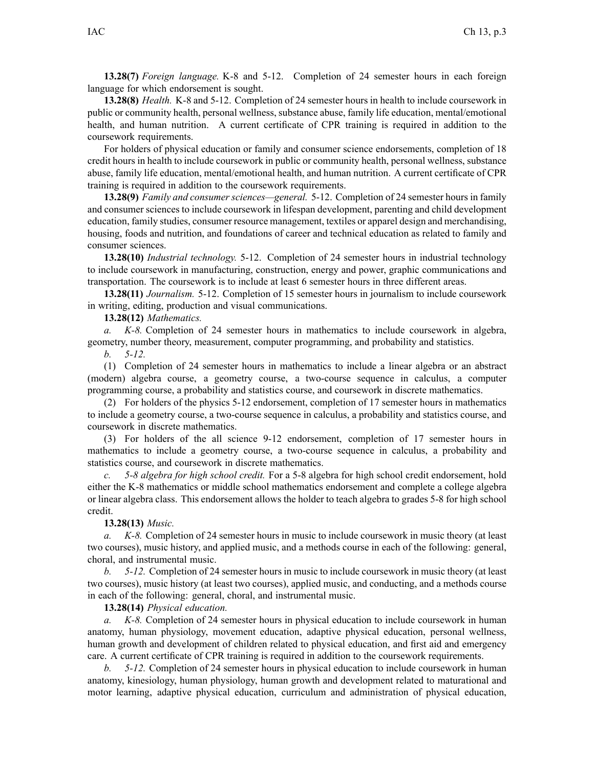**13.28(7)** *Foreign language.* K-8 and 5-12. Completion of 24 semester hours in each foreign language for which endorsement is sought.

**13.28(8)** *Health.* K-8 and 5-12. Completion of 24 semester hours in health to include coursework in public or community health, personal wellness, substance abuse, family life education, mental/emotional health, and human nutrition. A current certificate of CPR training is required in addition to the coursework requirements.

For holders of physical education or family and consumer science endorsements, completion of 18 credit hours in health to include coursework in public or community health, personal wellness, substance abuse, family life education, mental/emotional health, and human nutrition. A current certificate of CPR training is required in addition to the coursework requirements.

**13.28(9)** *Family and consumer sciences—general.* 5-12. Completion of 24 semester hours in family and consumer sciences to include coursework in lifespan development, parenting and child development education, family studies, consumer resource management, textiles or apparel design and merchandising, housing, foods and nutrition, and foundations of career and technical education as related to family and consumer sciences.

**13.28(10)** *Industrial technology.* 5-12. Completion of 24 semester hours in industrial technology to include coursework in manufacturing, construction, energy and power, graphic communications and transportation. The coursework is to include at least 6 semester hours in three different areas.

**13.28(11)** *Journalism.* 5-12. Completion of 15 semester hours in journalism to include coursework in writing, editing, production and visual communications.

**13.28(12)** *Mathematics.*

*a. K-8.* Completion of 24 semester hours in mathematics to include coursework in algebra, geometry, number theory, measurement, computer programming, and probability and statistics.

*b. 5-12.*

(1) Completion of 24 semester hours in mathematics to include a linear algebra or an abstract (modern) algebra course, a geometry course, a two-course sequence in calculus, a computer programming course, a probability and statistics course, and coursework in discrete mathematics.

(2) For holders of the physics 5-12 endorsement, completion of 17 semester hours in mathematics to include a geometry course, a two-course sequence in calculus, a probability and statistics course, and coursework in discrete mathematics.

(3) For holders of the all science 9-12 endorsement, completion of 17 semester hours in mathematics to include a geometry course, a two-course sequence in calculus, a probability and statistics course, and coursework in discrete mathematics.

*c. 5-8 algebra for high school credit.* For a 5-8 algebra for high school credit endorsement, hold either the K-8 mathematics or middle school mathematics endorsement and complete a college algebra or linear algebra class. This endorsement allows the holder to teach algebra to grades 5-8 for high school credit.

**13.28(13)** *Music.*

*a. K-8.* Completion of 24 semester hours in music to include coursework in music theory (at least two courses), music history, and applied music, and a methods course in each of the following: general, choral, and instrumental music.

*b. 5-12.* Completion of 24 semester hours in music to include coursework in music theory (at least two courses), music history (at least two courses), applied music, and conducting, and a methods course in each of the following: general, choral, and instrumental music.

**13.28(14)** *Physical education.*

*a. K-8.* Completion of 24 semester hours in physical education to include coursework in human anatomy, human physiology, movement education, adaptive physical education, personal wellness, human growth and development of children related to physical education, and first aid and emergency care. A current certificate of CPR training is required in addition to the coursework requirements.

*b. 5-12.* Completion of 24 semester hours in physical education to include coursework in human anatomy, kinesiology, human physiology, human growth and development related to maturational and motor learning, adaptive physical education, curriculum and administration of physical education,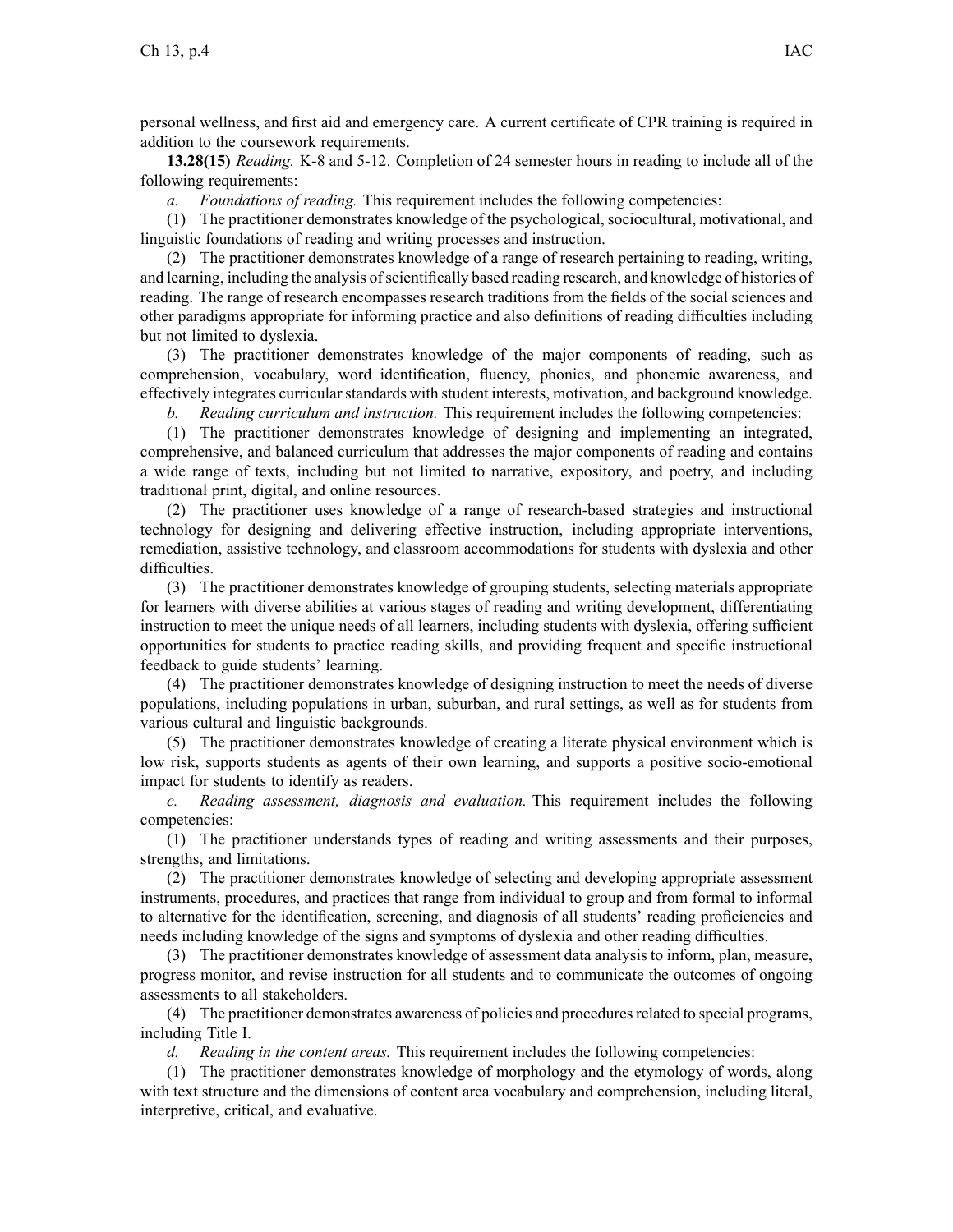personal wellness, and first aid and emergency care. A current certificate of CPR training is required in addition to the coursework requirements.

**13.28(15)** *Reading.* K-8 and 5-12. Completion of 24 semester hours in reading to include all of the following requirements:

*a. Foundations of reading.* This requirement includes the following competencies:

(1) The practitioner demonstrates knowledge of the psychological, sociocultural, motivational, and linguistic foundations of reading and writing processes and instruction.

(2) The practitioner demonstrates knowledge of a range of research pertaining to reading, writing, and learning, including the analysis of scientifically based reading research, and knowledge of histories of reading. The range of research encompasses research traditions from the fields of the social sciences and other paradigms appropriate for informing practice and also definitions of reading difficulties including but not limited to dyslexia.

(3) The practitioner demonstrates knowledge of the major components of reading, such as comprehension, vocabulary, word identification, fluency, phonics, and phonemic awareness, and effectively integrates curricular standards with student interests, motivation, and background knowledge.

*b. Reading curriculum and instruction.* This requirement includes the following competencies:

(1) The practitioner demonstrates knowledge of designing and implementing an integrated, comprehensive, and balanced curriculum that addresses the major components of reading and contains a wide range of texts, including but not limited to narrative, expository, and poetry, and including traditional print, digital, and online resources.

(2) The practitioner uses knowledge of a range of research-based strategies and instructional technology for designing and delivering effective instruction, including appropriate interventions, remediation, assistive technology, and classroom accommodations for students with dyslexia and other difficulties.

(3) The practitioner demonstrates knowledge of grouping students, selecting materials appropriate for learners with diverse abilities at various stages of reading and writing development, differentiating instruction to meet the unique needs of all learners, including students with dyslexia, offering sufficient opportunities for students to practice reading skills, and providing frequent and specific instructional feedback to guide students' learning.

(4) The practitioner demonstrates knowledge of designing instruction to meet the needs of diverse populations, including populations in urban, suburban, and rural settings, as well as for students from various cultural and linguistic backgrounds.

(5) The practitioner demonstrates knowledge of creating a literate physical environment which is low risk, supports students as agents of their own learning, and supports a positive socio-emotional impact for students to identify as readers.

*c. Reading assessment, diagnosis and evaluation.* This requirement includes the following competencies:

(1) The practitioner understands types of reading and writing assessments and their purposes, strengths, and limitations.

(2) The practitioner demonstrates knowledge of selecting and developing appropriate assessment instruments, procedures, and practices that range from individual to group and from formal to informal to alternative for the identification, screening, and diagnosis of all students' reading proficiencies and needs including knowledge of the signs and symptoms of dyslexia and other reading difficulties.

(3) The practitioner demonstrates knowledge of assessment data analysis to inform, plan, measure, progress monitor, and revise instruction for all students and to communicate the outcomes of ongoing assessments to all stakeholders.

(4) The practitioner demonstrates awareness of policies and procedures related to special programs, including Title I.

*d. Reading in the content areas.* This requirement includes the following competencies:

(1) The practitioner demonstrates knowledge of morphology and the etymology of words, along with text structure and the dimensions of content area vocabulary and comprehension, including literal, interpretive, critical, and evaluative.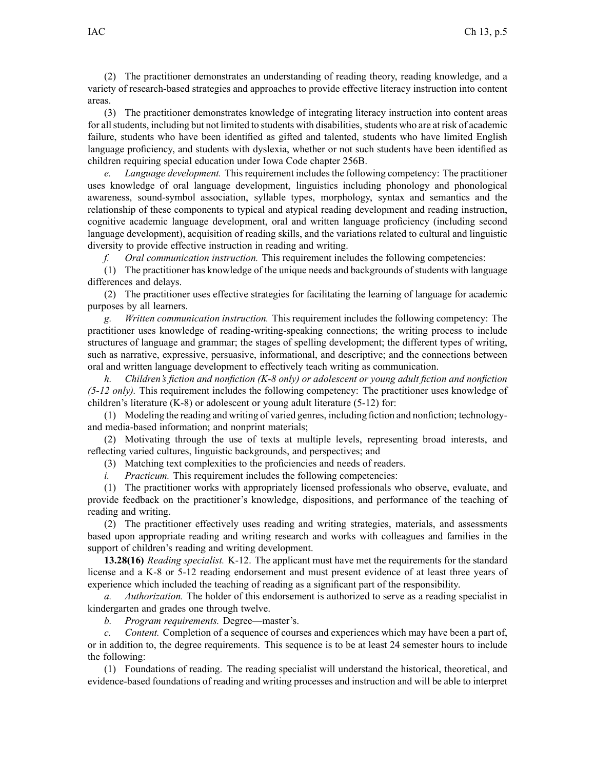(2) The practitioner demonstrates an understanding of reading theory, reading knowledge, and a variety of research-based strategies and approaches to provide effective literacy instruction into content areas.

(3) The practitioner demonstrates knowledge of integrating literacy instruction into content areas for all students, including but not limited to students with disabilities, students who are at risk of academic failure, students who have been identified as gifted and talented, students who have limited English language proficiency, and students with dyslexia, whether or not such students have been identified as children requiring special education under Iowa Code chapter 256B.

*e. Language development.* This requirement includes the following competency: The practitioner uses knowledge of oral language development, linguistics including phonology and phonological awareness, sound-symbol association, syllable types, morphology, syntax and semantics and the relationship of these components to typical and atypical reading development and reading instruction, cognitive academic language development, oral and written language proficiency (including second language development), acquisition of reading skills, and the variations related to cultural and linguistic diversity to provide effective instruction in reading and writing.

*f. Oral communication instruction.* This requirement includes the following competencies:

(1) The practitioner has knowledge of the unique needs and backgrounds of students with language differences and delays.

(2) The practitioner uses effective strategies for facilitating the learning of language for academic purposes by all learners.

*g. Written communication instruction.* This requirement includes the following competency: The practitioner uses knowledge of reading-writing-speaking connections; the writing process to include structures of language and grammar; the stages of spelling development; the different types of writing, such as narrative, expressive, persuasive, informational, and descriptive; and the connections between oral and written language development to effectively teach writing as communication.

*h. Children's fiction and nonfiction (K-8 only) or adolescent or young adult fiction and nonfiction (5-12 only).* This requirement includes the following competency: The practitioner uses knowledge of children's literature (K-8) or adolescent or young adult literature (5-12) for:

(1) Modeling the reading and writing of varied genres, including fiction and nonfiction; technology- and media-based information; and nonprint materials;

(2) Motivating through the use of texts at multiple levels, representing broad interests, and reflecting varied cultures, linguistic backgrounds, and perspectives; and

(3) Matching text complexities to the proficiencies and needs of readers.

*i. Practicum.* This requirement includes the following competencies:

(1) The practitioner works with appropriately licensed professionals who observe, evaluate, and provide feedback on the practitioner's knowledge, dispositions, and performance of the teaching of reading and writing.

(2) The practitioner effectively uses reading and writing strategies, materials, and assessments based upon appropriate reading and writing research and works with colleagues and families in the support of children's reading and writing development.

**13.28(16)** *Reading specialist.* K-12. The applicant must have met the requirements for the standard license and a K-8 or 5-12 reading endorsement and must present evidence of at least three years of experience which included the teaching of reading as a significant part of the responsibility.

*a. Authorization.* The holder of this endorsement is authorized to serve as a reading specialist in kindergarten and grades one through twelve.

*b. Program requirements.* Degree—master's.

*c. Content.* Completion of a sequence of courses and experiences which may have been a part of, or in addition to, the degree requirements. This sequence is to be at least 24 semester hours to include the following:

(1) Foundations of reading. The reading specialist will understand the historical, theoretical, and evidence-based foundations of reading and writing processes and instruction and will be able to interpret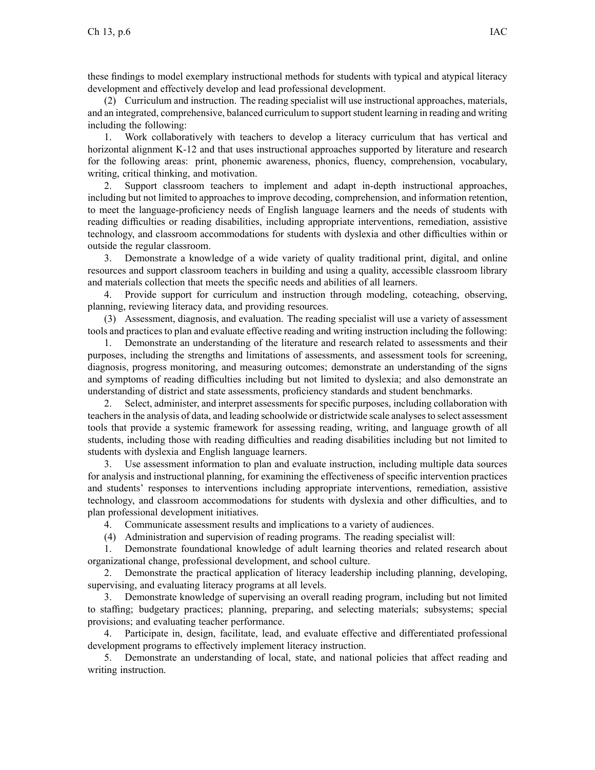these findings to model exemplary instructional methods for students with typical and atypical literacy development and effectively develop and lead professional development.

(2) Curriculum and instruction. The reading specialist will use instructional approaches, materials, and an integrated, comprehensive, balanced curriculum to support student learning in reading and writing including the following:

1. Work collaboratively with teachers to develop a literacy curriculum that has vertical and horizontal alignment K-12 and that uses instructional approaches supported by literature and research for the following areas: print, phonemic awareness, phonics, fluency, comprehension, vocabulary, writing, critical thinking, and motivation.

2. Support classroom teachers to implement and adapt in-depth instructional approaches, including but not limited to approaches to improve decoding, comprehension, and information retention, to meet the language-proficiency needs of English language learners and the needs of students with reading difficulties or reading disabilities, including appropriate interventions, remediation, assistive technology, and classroom accommodations for students with dyslexia and other difficulties within or outside the regular classroom.

3. Demonstrate a knowledge of a wide variety of quality traditional print, digital, and online resources and support classroom teachers in building and using a quality, accessible classroom library and materials collection that meets the specific needs and abilities of all learners.

4. Provide support for curriculum and instruction through modeling, coteaching, observing, planning, reviewing literacy data, and providing resources.

(3) Assessment, diagnosis, and evaluation. The reading specialist will use a variety of assessment tools and practices to plan and evaluate effective reading and writing instruction including the following:

1. Demonstrate an understanding of the literature and research related to assessments and their purposes, including the strengths and limitations of assessments, and assessment tools for screening, diagnosis, progress monitoring, and measuring outcomes; demonstrate an understanding of the signs and symptoms of reading difficulties including but not limited to dyslexia; and also demonstrate an understanding of district and state assessments, proficiency standards and student benchmarks.

2. Select, administer, and interpret assessments for specific purposes, including collaboration with teachers in the analysis of data, and leading schoolwide or districtwide scale analyses to select assessment tools that provide a systemic framework for assessing reading, writing, and language growth of all students, including those with reading difficulties and reading disabilities including but not limited to students with dyslexia and English language learners.

3. Use assessment information to plan and evaluate instruction, including multiple data sources for analysis and instructional planning, for examining the effectiveness of specific intervention practices and students' responses to interventions including appropriate interventions, remediation, assistive technology, and classroom accommodations for students with dyslexia and other difficulties, and to plan professional development initiatives.

4. Communicate assessment results and implications to a variety of audiences.

(4) Administration and supervision of reading programs. The reading specialist will:

1. Demonstrate foundational knowledge of adult learning theories and related research about organizational change, professional development, and school culture.

2. Demonstrate the practical application of literacy leadership including planning, developing, supervising, and evaluating literacy programs at all levels.

3. Demonstrate knowledge of supervising an overall reading program, including but not limited to staffing; budgetary practices; planning, preparing, and selecting materials; subsystems; special provisions; and evaluating teacher performance.

4. Participate in, design, facilitate, lead, and evaluate effective and differentiated professional development programs to effectively implement literacy instruction.

5. Demonstrate an understanding of local, state, and national policies that affect reading and writing instruction.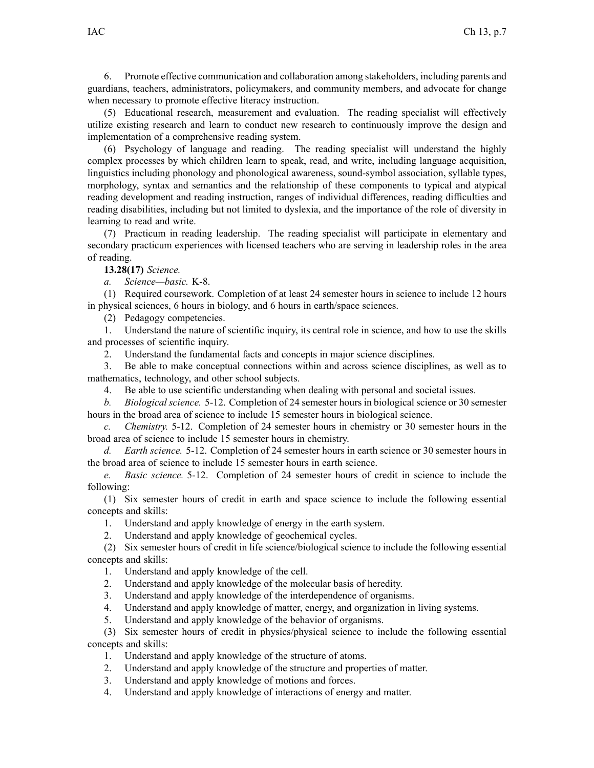6. Promote effective communication and collaboration among stakeholders, including parents and guardians, teachers, administrators, policymakers, and community members, and advocate for change when necessary to promote effective literacy instruction.

(5) Educational research, measurement and evaluation. The reading specialist will effectively utilize existing research and learn to conduct new research to continuously improve the design and implementation of a comprehensive reading system.

(6) Psychology of language and reading. The reading specialist will understand the highly complex processes by which children learn to speak, read, and write, including language acquisition, linguistics including phonology and phonological awareness, sound-symbol association, syllable types, morphology, syntax and semantics and the relationship of these components to typical and atypical reading development and reading instruction, ranges of individual differences, reading difficulties and reading disabilities, including but not limited to dyslexia, and the importance of the role of diversity in learning to read and write.

(7) Practicum in reading leadership. The reading specialist will participate in elementary and secondary practicum experiences with licensed teachers who are serving in leadership roles in the area of reading.

**13.28(17)** *Science.*

*a. Science—basic.* K-8.

(1) Required coursework. Completion of at least 24 semester hours in science to include 12 hours in physical sciences, 6 hours in biology, and 6 hours in earth/space sciences.

(2) Pedagogy competencies.

1. Understand the nature of scientific inquiry, its central role in science, and how to use the skills and processes of scientific inquiry.
2. Understand the fundamental facts and concepts in major science disciplines.
3. Be able to make conceptual connections within and across science disciplines, as well as to mathematics, technology, and other school subjects.
4. Be able to use scientific understanding when dealing with personal and societal issues.

*b. Biological science.* 5-12. Completion of 24 semester hours in biological science or 30 semester hours in the broad area of science to include 15 semester hours in biological science.

*c. Chemistry.* 5-12. Completion of 24 semester hours in chemistry or 30 semester hours in the broad area of science to include 15 semester hours in chemistry.

*d. Earth science.* 5-12. Completion of 24 semester hours in earth science or 30 semester hours in the broad area of science to include 15 semester hours in earth science.

*e. Basic science.* 5-12. Completion of 24 semester hours of credit in science to include the following:

(1) Six semester hours of credit in earth and space science to include the following essential concepts and skills:

1. Understand and apply knowledge of energy in the earth system.
2. Understand and apply knowledge of geochemical cycles.

(2) Six semester hours of credit in life science/biological science to include the following essential concepts and skills:

1. Understand and apply knowledge of the cell.
2. Understand and apply knowledge of the molecular basis of heredity.
3. Understand and apply knowledge of the interdependence of organisms.
4. Understand and apply knowledge of matter, energy, and organization in living systems.
5. Understand and apply knowledge of the behavior of organisms.

(3) Six semester hours of credit in physics/physical science to include the following essential concepts and skills:

1. Understand and apply knowledge of the structure of atoms.
2. Understand and apply knowledge of the structure and properties of matter.
3. Understand and apply knowledge of motions and forces.
4. Understand and apply knowledge of interactions of energy and matter.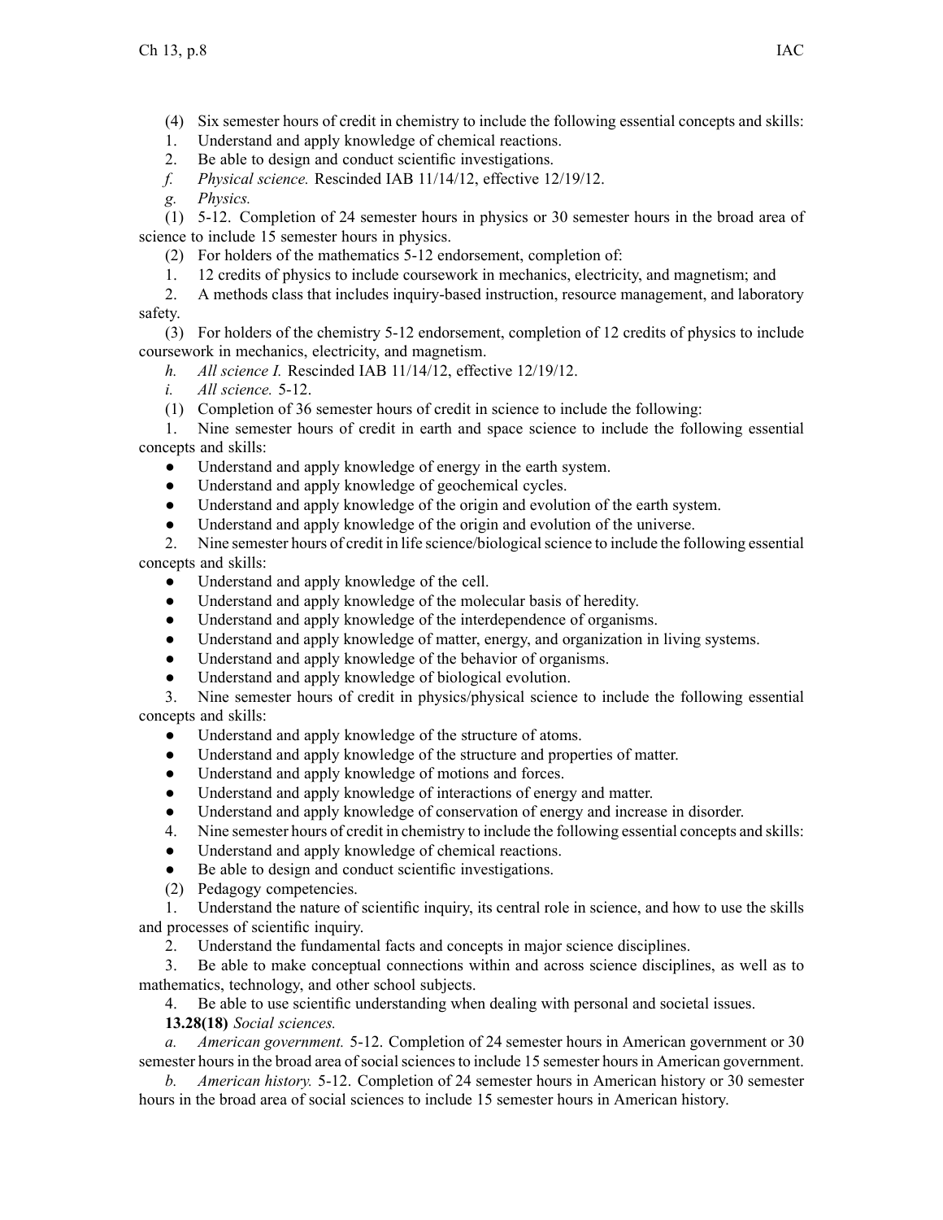(4) Six semester hours of credit in chemistry to include the following essential concepts and skills:

1. Understand and apply knowledge of chemical reactions.
2. Be able to design and conduct scientific investigations.

*f. Physical science.* Rescinded IAB 11/14/12, effective 12/19/12.

*g. Physics.*

(1) 5-12. Completion of 24 semester hours in physics or 30 semester hours in the broad area of science to include 15 semester hours in physics.

(2) For holders of the mathematics 5-12 endorsement, completion of:

1. 12 credits of physics to include coursework in mechanics, electricity, and magnetism; and
2. A methods class that includes inquiry-based instruction, resource management, and laboratory safety.

(3) For holders of the chemistry 5-12 endorsement, completion of 12 credits of physics to include coursework in mechanics, electricity, and magnetism.

*h. All science I.* Rescinded IAB 11/14/12, effective 12/19/12.

*i. All science.* 5-12.

(1) Completion of 36 semester hours of credit in science to include the following:

1. Nine semester hours of credit in earth and space science to include the following essential concepts and skills:
   - Understand and apply knowledge of energy in the earth system.
   - Understand and apply knowledge of geochemical cycles.
   - Understand and apply knowledge of the origin and evolution of the earth system.
   - Understand and apply knowledge of the origin and evolution of the universe.
2. Nine semester hours of credit in life science/biological science to include the following essential concepts and skills:
   - Understand and apply knowledge of the cell.
   - Understand and apply knowledge of the molecular basis of heredity.
   - Understand and apply knowledge of the interdependence of organisms.
   - Understand and apply knowledge of matter, energy, and organization in living systems.
   - Understand and apply knowledge of the behavior of organisms.
   - Understand and apply knowledge of biological evolution.
3. Nine semester hours of credit in physics/physical science to include the following essential concepts and skills:
   - Understand and apply knowledge of the structure of atoms.
   - Understand and apply knowledge of the structure and properties of matter.
   - Understand and apply knowledge of motions and forces.
   - Understand and apply knowledge of interactions of energy and matter.
   - Understand and apply knowledge of conservation of energy and increase in disorder.
4. Nine semester hours of credit in chemistry to include the following essential concepts and skills:
   - Understand and apply knowledge of chemical reactions.
   - Be able to design and conduct scientific investigations.

(2) Pedagogy competencies.

1. Understand the nature of scientific inquiry, its central role in science, and how to use the skills and processes of scientific inquiry.
2. Understand the fundamental facts and concepts in major science disciplines.
3. Be able to make conceptual connections within and across science disciplines, as well as to mathematics, technology, and other school subjects.
4. Be able to use scientific understanding when dealing with personal and societal issues.

**13.28(18)** *Social sciences.*

*a. American government.* 5-12. Completion of 24 semester hours in American government or 30 semester hours in the broad area of social sciences to include 15 semester hours in American government.

*b. American history.* 5-12. Completion of 24 semester hours in American history or 30 semester hours in the broad area of social sciences to include 15 semester hours in American history.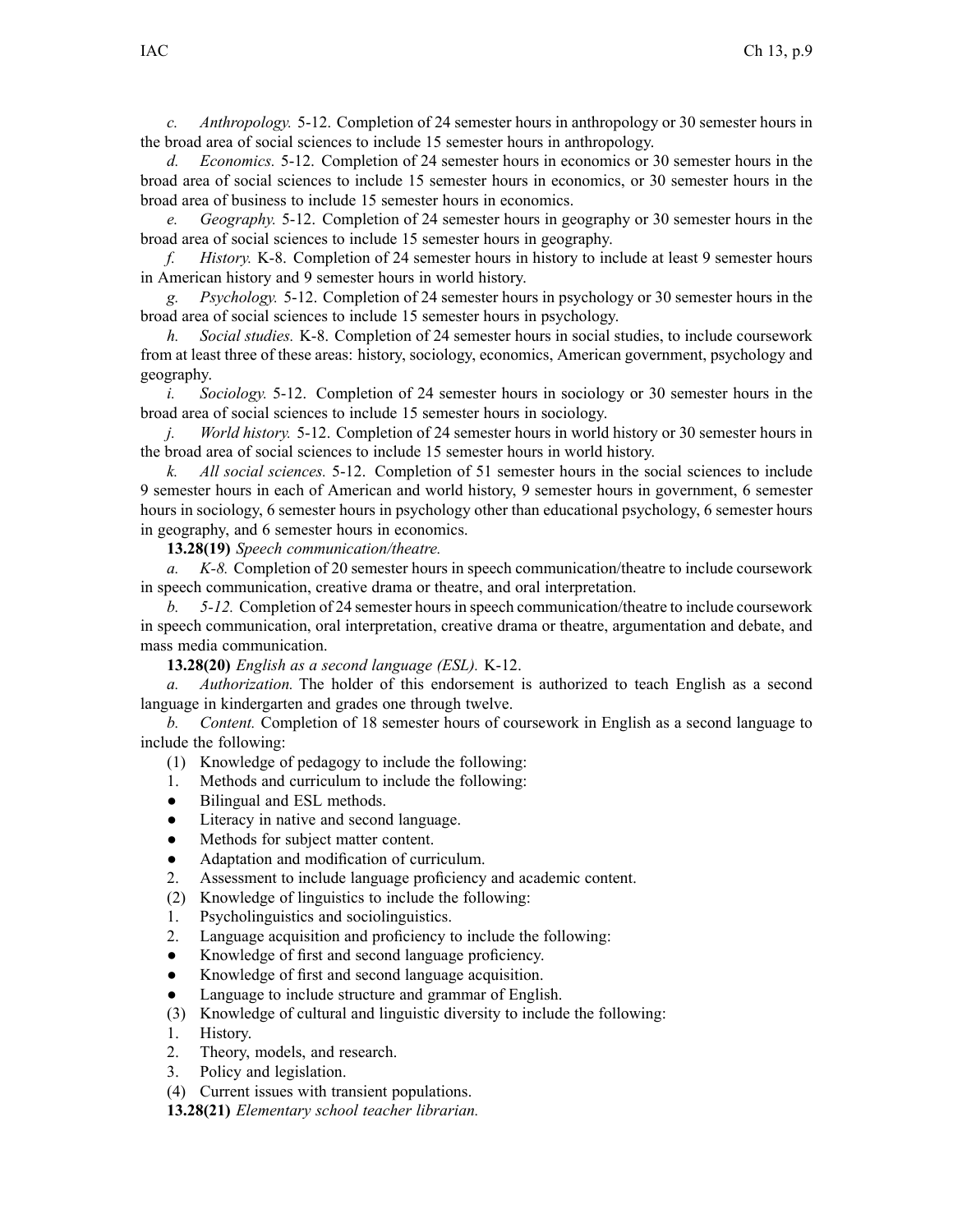*c. Anthropology.* 5-12. Completion of 24 semester hours in anthropology or 30 semester hours in the broad area of social sciences to include 15 semester hours in anthropology.

*d. Economics.* 5-12. Completion of 24 semester hours in economics or 30 semester hours in the broad area of social sciences to include 15 semester hours in economics, or 30 semester hours in the broad area of business to include 15 semester hours in economics.

*e. Geography.* 5-12. Completion of 24 semester hours in geography or 30 semester hours in the broad area of social sciences to include 15 semester hours in geography.

*f. History.* K-8. Completion of 24 semester hours in history to include at least 9 semester hours in American history and 9 semester hours in world history.

*g. Psychology.* 5-12. Completion of 24 semester hours in psychology or 30 semester hours in the broad area of social sciences to include 15 semester hours in psychology.

*h. Social studies.* K-8. Completion of 24 semester hours in social studies, to include coursework from at least three of these areas: history, sociology, economics, American government, psychology and geography.

*i. Sociology.* 5-12. Completion of 24 semester hours in sociology or 30 semester hours in the broad area of social sciences to include 15 semester hours in sociology.

*j. World history.* 5-12. Completion of 24 semester hours in world history or 30 semester hours in the broad area of social sciences to include 15 semester hours in world history.

*k. All social sciences.* 5-12. Completion of 51 semester hours in the social sciences to include 9 semester hours in each of American and world history, 9 semester hours in government, 6 semester hours in sociology, 6 semester hours in psychology other than educational psychology, 6 semester hours in geography, and 6 semester hours in economics.

**13.28(19)** *Speech communication/theatre.*

*a. K-8.* Completion of 20 semester hours in speech communication/theatre to include coursework in speech communication, creative drama or theatre, and oral interpretation.

*b. 5-12.* Completion of 24 semester hours in speech communication/theatre to include coursework in speech communication, oral interpretation, creative drama or theatre, argumentation and debate, and mass media communication.

**13.28(20)** *English as a second language (ESL).* K-12.

*a. Authorization.* The holder of this endorsement is authorized to teach English as a second language in kindergarten and grades one through twelve.

*b. Content.* Completion of 18 semester hours of coursework in English as a second language to include the following:

(1) Knowledge of pedagogy to include the following:

1. Methods and curriculum to include the following:
   - Bilingual and ESL methods.
   - Literacy in native and second language.
   - Methods for subject matter content.
   - Adaptation and modification of curriculum.
2. Assessment to include language proficiency and academic content.

(2) Knowledge of linguistics to include the following:

1. Psycholinguistics and sociolinguistics.
2. Language acquisition and proficiency to include the following:
   - Knowledge of first and second language proficiency.
   - Knowledge of first and second language acquisition.
   - Language to include structure and grammar of English.

(3) Knowledge of cultural and linguistic diversity to include the following:

1. History.
2. Theory, models, and research.
3. Policy and legislation.

(4) Current issues with transient populations.

**13.28(21)** *Elementary school teacher librarian.*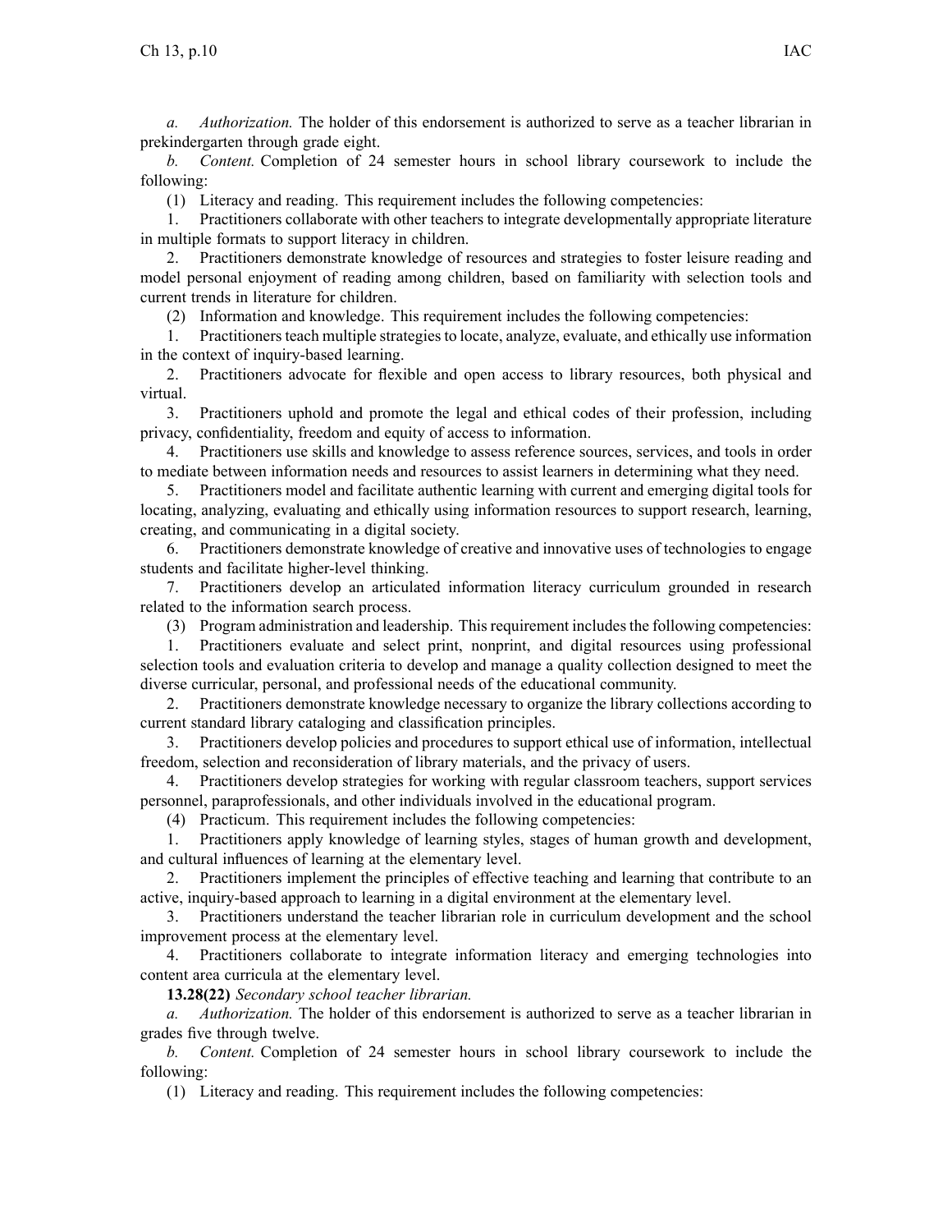*a. Authorization.* The holder of this endorsement is authorized to serve as a teacher librarian in prekindergarten through grade eight.

*b. Content.* Completion of 24 semester hours in school library coursework to include the following:

(1) Literacy and reading. This requirement includes the following competencies:

1. Practitioners collaborate with other teachers to integrate developmentally appropriate literature in multiple formats to support literacy in children.

2. Practitioners demonstrate knowledge of resources and strategies to foster leisure reading and model personal enjoyment of reading among children, based on familiarity with selection tools and current trends in literature for children.

(2) Information and knowledge. This requirement includes the following competencies:

1. Practitioners teach multiple strategies to locate, analyze, evaluate, and ethically use information in the context of inquiry-based learning.

2. Practitioners advocate for flexible and open access to library resources, both physical and virtual.

3. Practitioners uphold and promote the legal and ethical codes of their profession, including privacy, confidentiality, freedom and equity of access to information.

4. Practitioners use skills and knowledge to assess reference sources, services, and tools in order to mediate between information needs and resources to assist learners in determining what they need.

5. Practitioners model and facilitate authentic learning with current and emerging digital tools for locating, analyzing, evaluating and ethically using information resources to support research, learning, creating, and communicating in a digital society.

6. Practitioners demonstrate knowledge of creative and innovative uses of technologies to engage students and facilitate higher-level thinking.

7. Practitioners develop an articulated information literacy curriculum grounded in research related to the information search process.

(3) Program administration and leadership. This requirement includes the following competencies:

1. Practitioners evaluate and select print, nonprint, and digital resources using professional selection tools and evaluation criteria to develop and manage a quality collection designed to meet the diverse curricular, personal, and professional needs of the educational community.

2. Practitioners demonstrate knowledge necessary to organize the library collections according to current standard library cataloging and classification principles.

3. Practitioners develop policies and procedures to support ethical use of information, intellectual freedom, selection and reconsideration of library materials, and the privacy of users.

4. Practitioners develop strategies for working with regular classroom teachers, support services personnel, paraprofessionals, and other individuals involved in the educational program.

(4) Practicum. This requirement includes the following competencies:

1. Practitioners apply knowledge of learning styles, stages of human growth and development, and cultural influences of learning at the elementary level.

2. Practitioners implement the principles of effective teaching and learning that contribute to an active, inquiry-based approach to learning in a digital environment at the elementary level.

3. Practitioners understand the teacher librarian role in curriculum development and the school improvement process at the elementary level.

4. Practitioners collaborate to integrate information literacy and emerging technologies into content area curricula at the elementary level.

**13.28(22)** *Secondary school teacher librarian.*

*a. Authorization.* The holder of this endorsement is authorized to serve as a teacher librarian in grades five through twelve.

*b. Content.* Completion of 24 semester hours in school library coursework to include the following:

(1) Literacy and reading. This requirement includes the following competencies: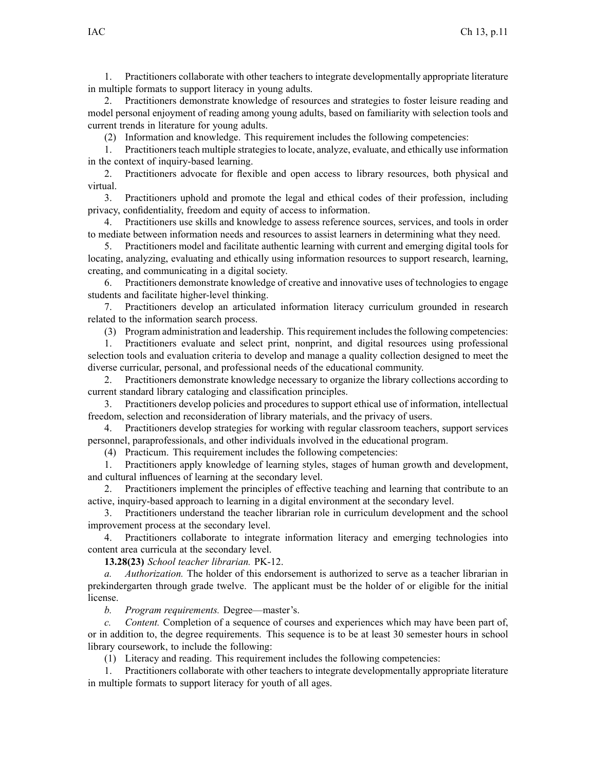1. Practitioners collaborate with other teachers to integrate developmentally appropriate literature in multiple formats to support literacy in young adults.

2. Practitioners demonstrate knowledge of resources and strategies to foster leisure reading and model personal enjoyment of reading among young adults, based on familiarity with selection tools and current trends in literature for young adults.

(2) Information and knowledge. This requirement includes the following competencies:

1. Practitioners teach multiple strategies to locate, analyze, evaluate, and ethically use information in the context of inquiry-based learning.

2. Practitioners advocate for flexible and open access to library resources, both physical and virtual.

3. Practitioners uphold and promote the legal and ethical codes of their profession, including privacy, confidentiality, freedom and equity of access to information.

4. Practitioners use skills and knowledge to assess reference sources, services, and tools in order to mediate between information needs and resources to assist learners in determining what they need.

5. Practitioners model and facilitate authentic learning with current and emerging digital tools for locating, analyzing, evaluating and ethically using information resources to support research, learning, creating, and communicating in a digital society.

6. Practitioners demonstrate knowledge of creative and innovative uses of technologies to engage students and facilitate higher-level thinking.

7. Practitioners develop an articulated information literacy curriculum grounded in research related to the information search process.

(3) Program administration and leadership. This requirement includes the following competencies:

1. Practitioners evaluate and select print, nonprint, and digital resources using professional selection tools and evaluation criteria to develop and manage a quality collection designed to meet the diverse curricular, personal, and professional needs of the educational community.

2. Practitioners demonstrate knowledge necessary to organize the library collections according to current standard library cataloging and classification principles.

3. Practitioners develop policies and procedures to support ethical use of information, intellectual freedom, selection and reconsideration of library materials, and the privacy of users.

4. Practitioners develop strategies for working with regular classroom teachers, support services personnel, paraprofessionals, and other individuals involved in the educational program.

(4) Practicum. This requirement includes the following competencies:

1. Practitioners apply knowledge of learning styles, stages of human growth and development, and cultural influences of learning at the secondary level.

2. Practitioners implement the principles of effective teaching and learning that contribute to an active, inquiry-based approach to learning in a digital environment at the secondary level.

3. Practitioners understand the teacher librarian role in curriculum development and the school improvement process at the secondary level.

4. Practitioners collaborate to integrate information literacy and emerging technologies into content area curricula at the secondary level.

**13.28(23)** *School teacher librarian.* PK-12.

*a. Authorization.* The holder of this endorsement is authorized to serve as a teacher librarian in prekindergarten through grade twelve. The applicant must be the holder of or eligible for the initial license.

*b. Program requirements.* Degree—master's.

*c. Content.* Completion of a sequence of courses and experiences which may have been part of, or in addition to, the degree requirements. This sequence is to be at least 30 semester hours in school library coursework, to include the following:

(1) Literacy and reading. This requirement includes the following competencies:

1. Practitioners collaborate with other teachers to integrate developmentally appropriate literature in multiple formats to support literacy for youth of all ages.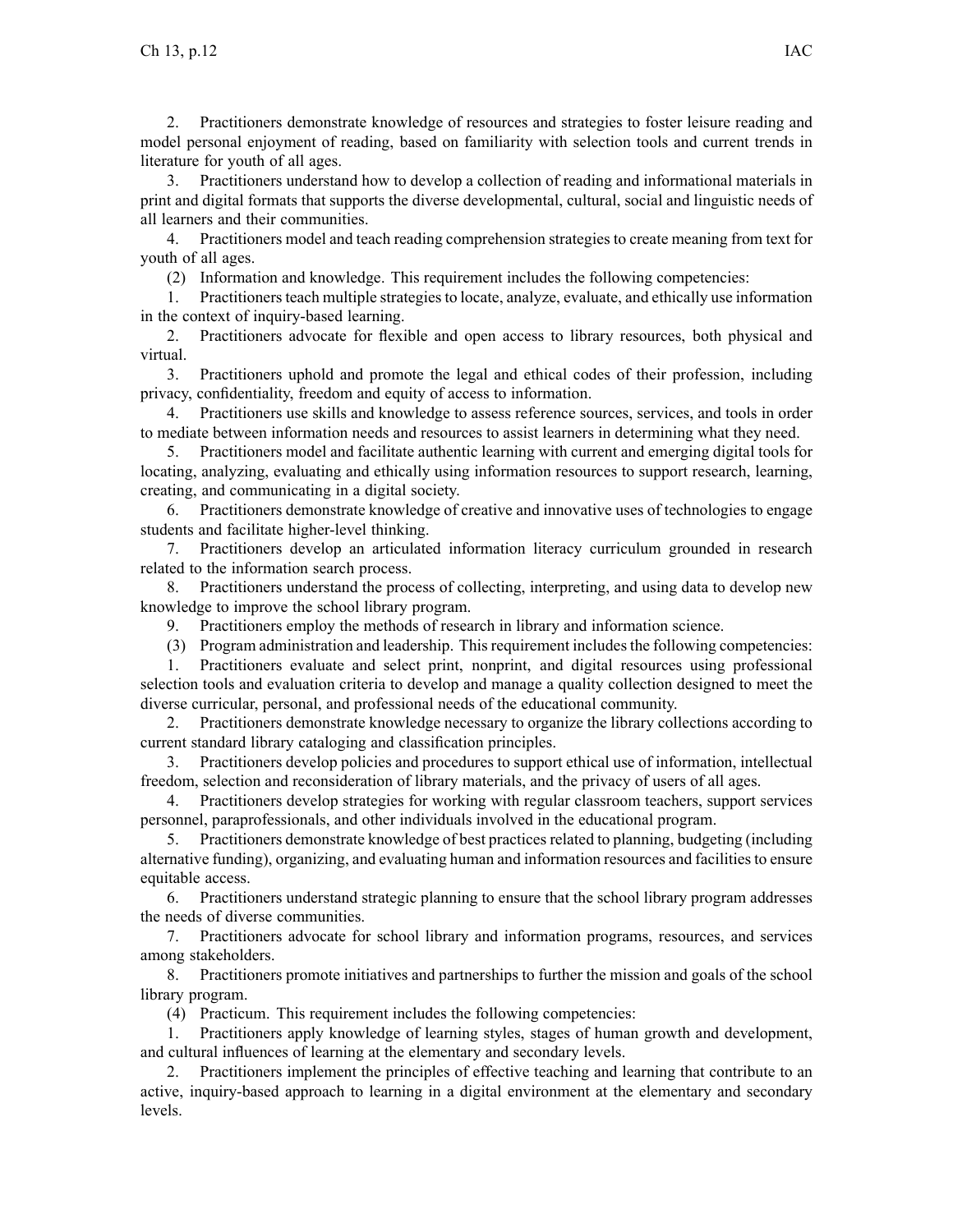2. Practitioners demonstrate knowledge of resources and strategies to foster leisure reading and model personal enjoyment of reading, based on familiarity with selection tools and current trends in literature for youth of all ages.

3. Practitioners understand how to develop a collection of reading and informational materials in print and digital formats that supports the diverse developmental, cultural, social and linguistic needs of all learners and their communities.

4. Practitioners model and teach reading comprehension strategies to create meaning from text for youth of all ages.

(2) Information and knowledge. This requirement includes the following competencies:

1. Practitioners teach multiple strategies to locate, analyze, evaluate, and ethically use information in the context of inquiry-based learning.

2. Practitioners advocate for flexible and open access to library resources, both physical and virtual.

3. Practitioners uphold and promote the legal and ethical codes of their profession, including privacy, confidentiality, freedom and equity of access to information.

4. Practitioners use skills and knowledge to assess reference sources, services, and tools in order to mediate between information needs and resources to assist learners in determining what they need.

5. Practitioners model and facilitate authentic learning with current and emerging digital tools for locating, analyzing, evaluating and ethically using information resources to support research, learning, creating, and communicating in a digital society.

6. Practitioners demonstrate knowledge of creative and innovative uses of technologies to engage students and facilitate higher-level thinking.

7. Practitioners develop an articulated information literacy curriculum grounded in research related to the information search process.

8. Practitioners understand the process of collecting, interpreting, and using data to develop new knowledge to improve the school library program.

9. Practitioners employ the methods of research in library and information science.

(3) Program administration and leadership. This requirement includes the following competencies:

1. Practitioners evaluate and select print, nonprint, and digital resources using professional selection tools and evaluation criteria to develop and manage a quality collection designed to meet the diverse curricular, personal, and professional needs of the educational community.

2. Practitioners demonstrate knowledge necessary to organize the library collections according to current standard library cataloging and classification principles.

3. Practitioners develop policies and procedures to support ethical use of information, intellectual freedom, selection and reconsideration of library materials, and the privacy of users of all ages.

4. Practitioners develop strategies for working with regular classroom teachers, support services personnel, paraprofessionals, and other individuals involved in the educational program.

5. Practitioners demonstrate knowledge of best practices related to planning, budgeting (including alternative funding), organizing, and evaluating human and information resources and facilities to ensure equitable access.

6. Practitioners understand strategic planning to ensure that the school library program addresses the needs of diverse communities.

7. Practitioners advocate for school library and information programs, resources, and services among stakeholders.

8. Practitioners promote initiatives and partnerships to further the mission and goals of the school library program.

(4) Practicum. This requirement includes the following competencies:

1. Practitioners apply knowledge of learning styles, stages of human growth and development, and cultural influences of learning at the elementary and secondary levels.

2. Practitioners implement the principles of effective teaching and learning that contribute to an active, inquiry-based approach to learning in a digital environment at the elementary and secondary levels.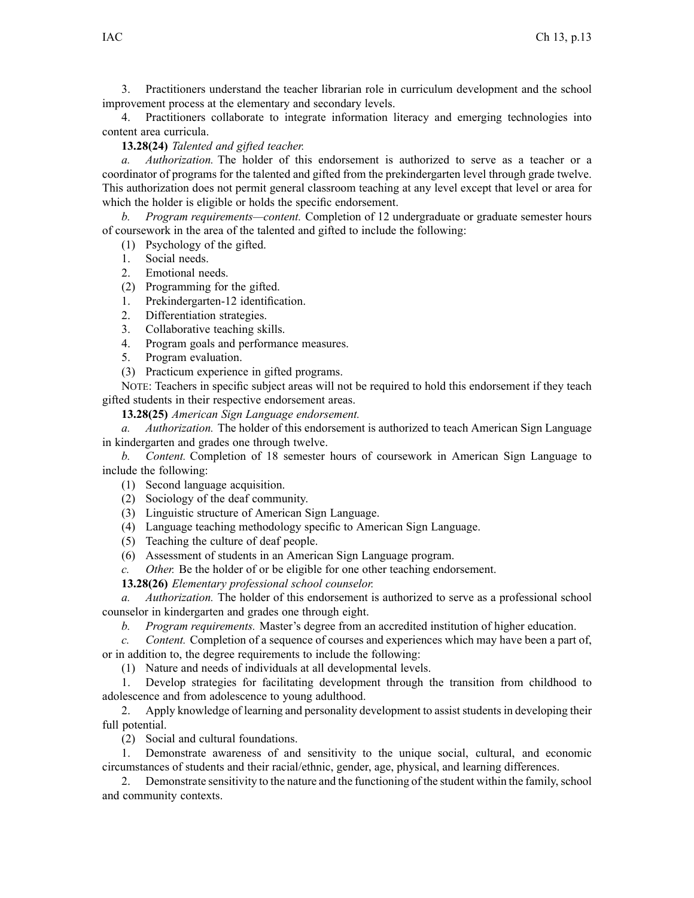3. Practitioners understand the teacher librarian role in curriculum development and the school improvement process at the elementary and secondary levels.

4. Practitioners collaborate to integrate information literacy and emerging technologies into content area curricula.

**13.28(24)** *Talented and gifted teacher.*

*a. Authorization.* The holder of this endorsement is authorized to serve as a teacher or a coordinator of programs for the talented and gifted from the prekindergarten level through grade twelve. This authorization does not permit general classroom teaching at any level except that level or area for which the holder is eligible or holds the specific endorsement.

*b. Program requirements—content.* Completion of 12 undergraduate or graduate semester hours of coursework in the area of the talented and gifted to include the following:

(1) Psychology of the gifted.

1. Social needs.
2. Emotional needs.

(2) Programming for the gifted.

1. Prekindergarten-12 identification.
2. Differentiation strategies.
3. Collaborative teaching skills.
4. Program goals and performance measures.
5. Program evaluation.

(3) Practicum experience in gifted programs.

NOTE: Teachers in specific subject areas will not be required to hold this endorsement if they teach gifted students in their respective endorsement areas.

**13.28(25)** *American Sign Language endorsement.*

*a. Authorization.* The holder of this endorsement is authorized to teach American Sign Language in kindergarten and grades one through twelve.

*b. Content.* Completion of 18 semester hours of coursework in American Sign Language to include the following:

(1) Second language acquisition.

(2) Sociology of the deaf community.

(3) Linguistic structure of American Sign Language.

(4) Language teaching methodology specific to American Sign Language.

(5) Teaching the culture of deaf people.

(6) Assessment of students in an American Sign Language program.

*c. Other.* Be the holder of or be eligible for one other teaching endorsement.

**13.28(26)** *Elementary professional school counselor.*

*a. Authorization.* The holder of this endorsement is authorized to serve as a professional school counselor in kindergarten and grades one through eight.

*b. Program requirements.* Master's degree from an accredited institution of higher education.

*c. Content.* Completion of a sequence of courses and experiences which may have been a part of, or in addition to, the degree requirements to include the following:

(1) Nature and needs of individuals at all developmental levels.

1. Develop strategies for facilitating development through the transition from childhood to adolescence and from adolescence to young adulthood.
2. Apply knowledge of learning and personality development to assist students in developing their full potential.

(2) Social and cultural foundations.

1. Demonstrate awareness of and sensitivity to the unique social, cultural, and economic circumstances of students and their racial/ethnic, gender, age, physical, and learning differences.
2. Demonstrate sensitivity to the nature and the functioning of the student within the family, school and community contexts.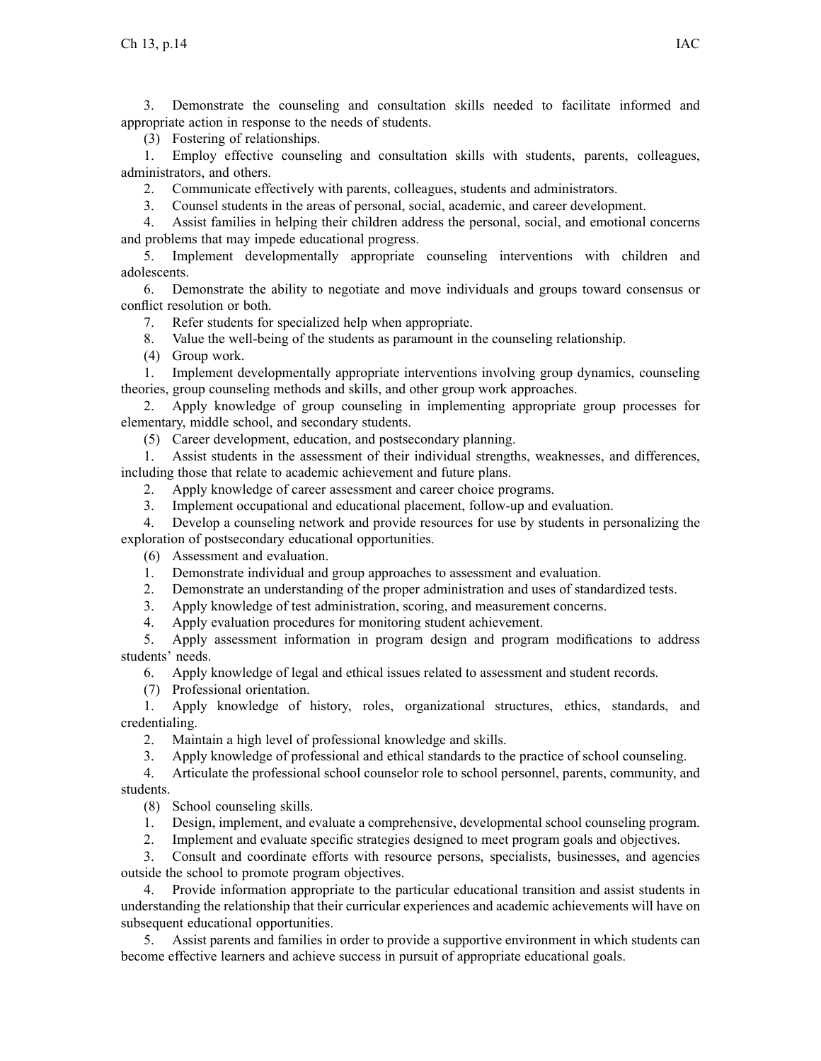3. Demonstrate the counseling and consultation skills needed to facilitate informed and appropriate action in response to the needs of students.

(3) Fostering of relationships.

1. Employ effective counseling and consultation skills with students, parents, colleagues, administrators, and others.

2. Communicate effectively with parents, colleagues, students and administrators.

3. Counsel students in the areas of personal, social, academic, and career development.

4. Assist families in helping their children address the personal, social, and emotional concerns and problems that may impede educational progress.

5. Implement developmentally appropriate counseling interventions with children and adolescents.

6. Demonstrate the ability to negotiate and move individuals and groups toward consensus or conflict resolution or both.

7. Refer students for specialized help when appropriate.

8. Value the well-being of the students as paramount in the counseling relationship.

(4) Group work.

1. Implement developmentally appropriate interventions involving group dynamics, counseling theories, group counseling methods and skills, and other group work approaches.

2. Apply knowledge of group counseling in implementing appropriate group processes for elementary, middle school, and secondary students.

(5) Career development, education, and postsecondary planning.

1. Assist students in the assessment of their individual strengths, weaknesses, and differences, including those that relate to academic achievement and future plans.

2. Apply knowledge of career assessment and career choice programs.

3. Implement occupational and educational placement, follow-up and evaluation.

4. Develop a counseling network and provide resources for use by students in personalizing the exploration of postsecondary educational opportunities.

(6) Assessment and evaluation.

1. Demonstrate individual and group approaches to assessment and evaluation.

2. Demonstrate an understanding of the proper administration and uses of standardized tests.

3. Apply knowledge of test administration, scoring, and measurement concerns.

4. Apply evaluation procedures for monitoring student achievement.

5. Apply assessment information in program design and program modifications to address students' needs.

6. Apply knowledge of legal and ethical issues related to assessment and student records.

(7) Professional orientation.

1. Apply knowledge of history, roles, organizational structures, ethics, standards, and credentialing.

2. Maintain a high level of professional knowledge and skills.

3. Apply knowledge of professional and ethical standards to the practice of school counseling.

4. Articulate the professional school counselor role to school personnel, parents, community, and students.

(8) School counseling skills.

1. Design, implement, and evaluate a comprehensive, developmental school counseling program.

2. Implement and evaluate specific strategies designed to meet program goals and objectives.

3. Consult and coordinate efforts with resource persons, specialists, businesses, and agencies outside the school to promote program objectives.

4. Provide information appropriate to the particular educational transition and assist students in understanding the relationship that their curricular experiences and academic achievements will have on subsequent educational opportunities.

5. Assist parents and families in order to provide a supportive environment in which students can become effective learners and achieve success in pursuit of appropriate educational goals.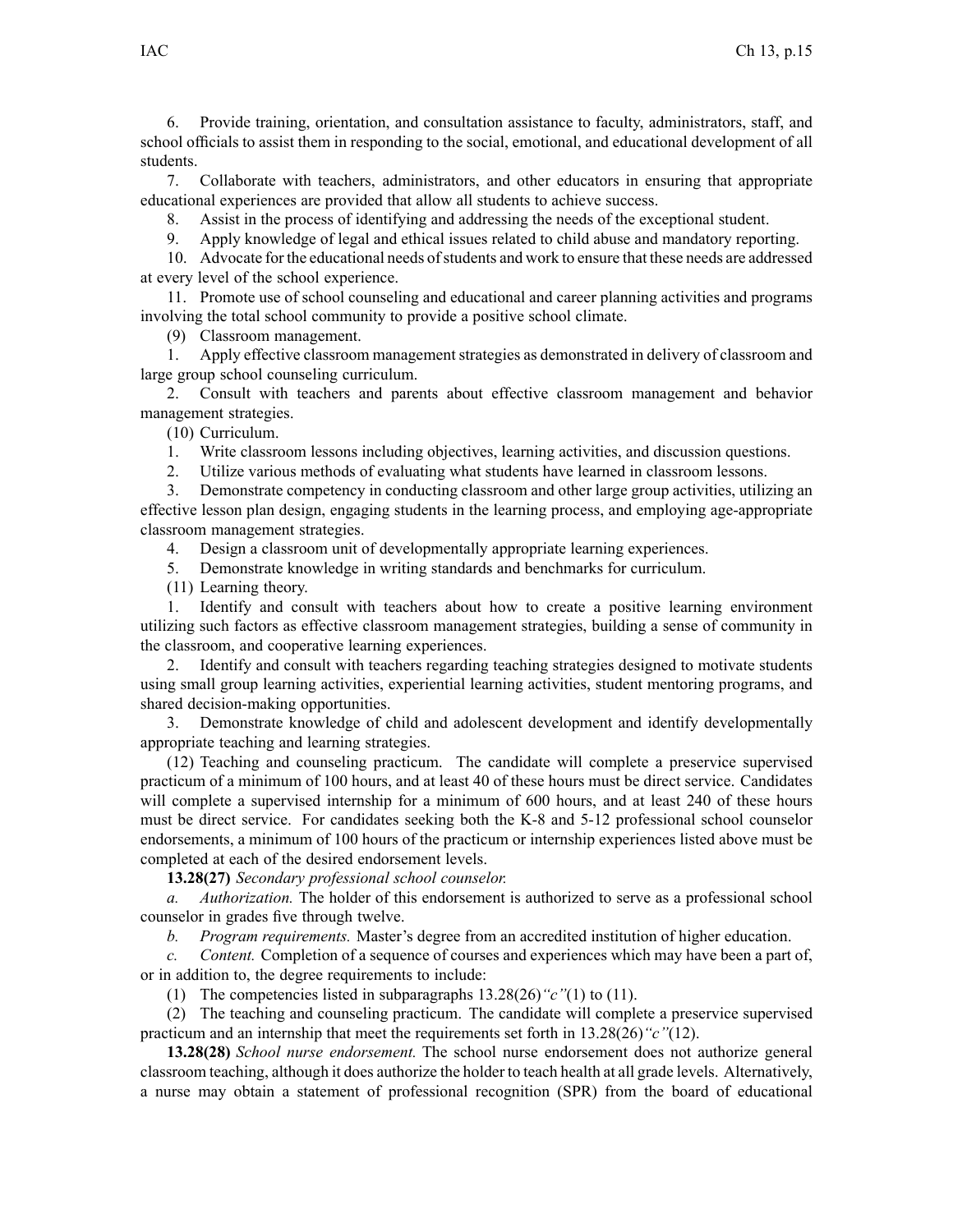6. Provide training, orientation, and consultation assistance to faculty, administrators, staff, and school officials to assist them in responding to the social, emotional, and educational development of all students.

7. Collaborate with teachers, administrators, and other educators in ensuring that appropriate educational experiences are provided that allow all students to achieve success.

8. Assist in the process of identifying and addressing the needs of the exceptional student.

9. Apply knowledge of legal and ethical issues related to child abuse and mandatory reporting.

10. Advocate for the educational needs of students and work to ensure that these needs are addressed at every level of the school experience.

11. Promote use of school counseling and educational and career planning activities and programs involving the total school community to provide a positive school climate.

(9) Classroom management.

1. Apply effective classroom management strategies as demonstrated in delivery of classroom and large group school counseling curriculum.

2. Consult with teachers and parents about effective classroom management and behavior management strategies.

(10) Curriculum.

1. Write classroom lessons including objectives, learning activities, and discussion questions.

2. Utilize various methods of evaluating what students have learned in classroom lessons.

3. Demonstrate competency in conducting classroom and other large group activities, utilizing an effective lesson plan design, engaging students in the learning process, and employing age-appropriate classroom management strategies.

4. Design a classroom unit of developmentally appropriate learning experiences.

5. Demonstrate knowledge in writing standards and benchmarks for curriculum.

(11) Learning theory.

1. Identify and consult with teachers about how to create a positive learning environment utilizing such factors as effective classroom management strategies, building a sense of community in the classroom, and cooperative learning experiences.

2. Identify and consult with teachers regarding teaching strategies designed to motivate students using small group learning activities, experiential learning activities, student mentoring programs, and shared decision-making opportunities.

3. Demonstrate knowledge of child and adolescent development and identify developmentally appropriate teaching and learning strategies.

(12) Teaching and counseling practicum. The candidate will complete a preservice supervised practicum of a minimum of 100 hours, and at least 40 of these hours must be direct service. Candidates will complete a supervised internship for a minimum of 600 hours, and at least 240 of these hours must be direct service. For candidates seeking both the K-8 and 5-12 professional school counselor endorsements, a minimum of 100 hours of the practicum or internship experiences listed above must be completed at each of the desired endorsement levels.

**13.28(27)** *Secondary professional school counselor.*

*a. Authorization.* The holder of this endorsement is authorized to serve as a professional school counselor in grades five through twelve.

*b. Program requirements.* Master's degree from an accredited institution of higher education.

*c. Content.* Completion of a sequence of courses and experiences which may have been a part of, or in addition to, the degree requirements to include:

(1) The competencies listed in subparagraphs 13.28(26)*"c"*(1) to (11).

(2) The teaching and counseling practicum. The candidate will complete a preservice supervised practicum and an internship that meet the requirements set forth in 13.28(26)*"c"*(12).

**13.28(28)** *School nurse endorsement.* The school nurse endorsement does not authorize general classroom teaching, although it does authorize the holder to teach health at all grade levels. Alternatively, a nurse may obtain a statement of professional recognition (SPR) from the board of educational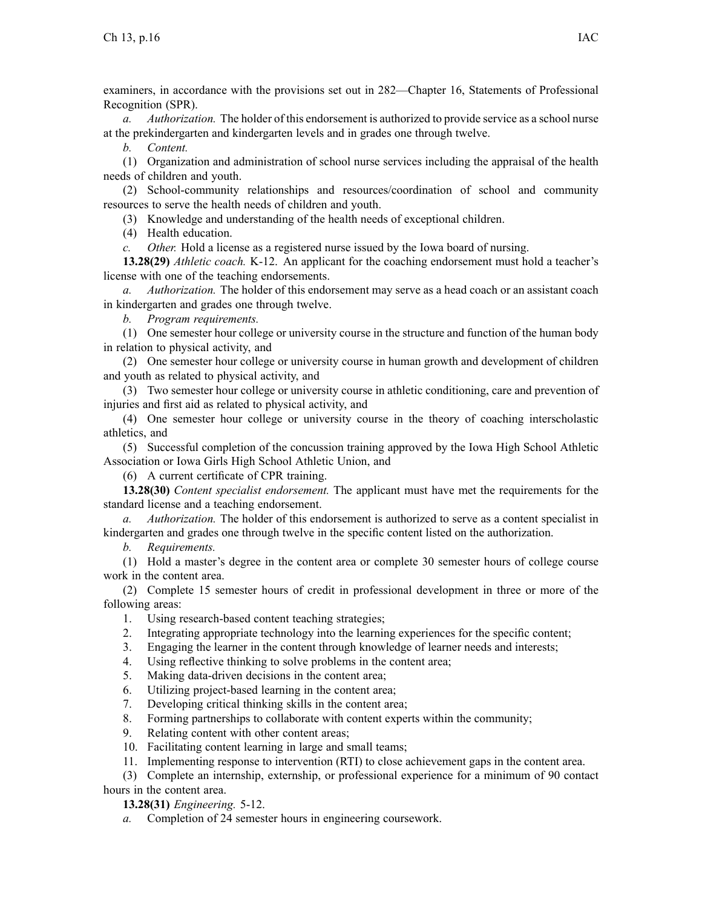examiners, in accordance with the provisions set out in 282—Chapter 16, Statements of Professional Recognition (SPR).

*a. Authorization.* The holder of this endorsement is authorized to provide service as a school nurse at the prekindergarten and kindergarten levels and in grades one through twelve.

*b. Content.*

(1) Organization and administration of school nurse services including the appraisal of the health needs of children and youth.

(2) School-community relationships and resources/coordination of school and community resources to serve the health needs of children and youth.

(3) Knowledge and understanding of the health needs of exceptional children.

(4) Health education.

*c. Other.* Hold a license as a registered nurse issued by the Iowa board of nursing.

**13.28(29)** *Athletic coach.* K-12. An applicant for the coaching endorsement must hold a teacher's license with one of the teaching endorsements.

*a. Authorization.* The holder of this endorsement may serve as a head coach or an assistant coach in kindergarten and grades one through twelve.

*b. Program requirements.*

(1) One semester hour college or university course in the structure and function of the human body in relation to physical activity, and

(2) One semester hour college or university course in human growth and development of children and youth as related to physical activity, and

(3) Two semester hour college or university course in athletic conditioning, care and prevention of injuries and first aid as related to physical activity, and

(4) One semester hour college or university course in the theory of coaching interscholastic athletics, and

(5) Successful completion of the concussion training approved by the Iowa High School Athletic Association or Iowa Girls High School Athletic Union, and

(6) A current certificate of CPR training.

**13.28(30)** *Content specialist endorsement.* The applicant must have met the requirements for the standard license and a teaching endorsement.

*a. Authorization.* The holder of this endorsement is authorized to serve as a content specialist in kindergarten and grades one through twelve in the specific content listed on the authorization.

*b. Requirements.*

(1) Hold a master's degree in the content area or complete 30 semester hours of college course work in the content area.

(2) Complete 15 semester hours of credit in professional development in three or more of the following areas:

1. Using research-based content teaching strategies;
2. Integrating appropriate technology into the learning experiences for the specific content;
3. Engaging the learner in the content through knowledge of learner needs and interests;
4. Using reflective thinking to solve problems in the content area;
5. Making data-driven decisions in the content area;
6. Utilizing project-based learning in the content area;
7. Developing critical thinking skills in the content area;
8. Forming partnerships to collaborate with content experts within the community;
9. Relating content with other content areas;
10. Facilitating content learning in large and small teams;
11. Implementing response to intervention (RTI) to close achievement gaps in the content area.

(3) Complete an internship, externship, or professional experience for a minimum of 90 contact hours in the content area.

**13.28(31)** *Engineering.* 5-12.

*a.* Completion of 24 semester hours in engineering coursework.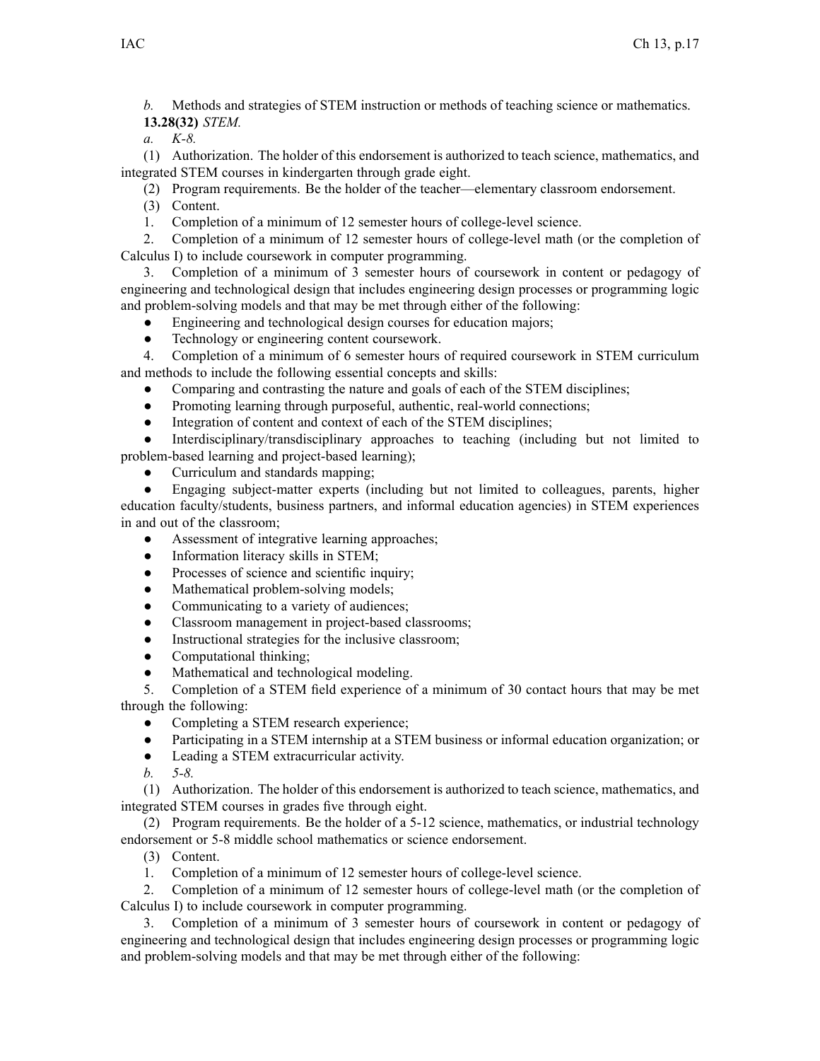*b.* Methods and strategies of STEM instruction or methods of teaching science or mathematics.

**13.28(32)** *STEM.*

*a.* *K-8.*

(1) Authorization. The holder of this endorsement is authorized to teach science, mathematics, and integrated STEM courses in kindergarten through grade eight.

(2) Program requirements. Be the holder of the teacher—elementary classroom endorsement.

(3) Content.

1. Completion of a minimum of 12 semester hours of college-level science.

2. Completion of a minimum of 12 semester hours of college-level math (or the completion of Calculus I) to include coursework in computer programming.

3. Completion of a minimum of 3 semester hours of coursework in content or pedagogy of engineering and technological design that includes engineering design processes or programming logic and problem-solving models and that may be met through either of the following:

- Engineering and technological design courses for education majors;
- Technology or engineering content coursework.

4. Completion of a minimum of 6 semester hours of required coursework in STEM curriculum and methods to include the following essential concepts and skills:

- Comparing and contrasting the nature and goals of each of the STEM disciplines;
- Promoting learning through purposeful, authentic, real-world connections;
- Integration of content and context of each of the STEM disciplines;
- Interdisciplinary/transdisciplinary approaches to teaching (including but not limited to problem-based learning and project-based learning);
- Curriculum and standards mapping;
- Engaging subject-matter experts (including but not limited to colleagues, parents, higher education faculty/students, business partners, and informal education agencies) in STEM experiences in and out of the classroom;
- Assessment of integrative learning approaches;
- Information literacy skills in STEM;
- Processes of science and scientific inquiry;
- Mathematical problem-solving models;
- Communicating to a variety of audiences;
- Classroom management in project-based classrooms;
- Instructional strategies for the inclusive classroom;
- Computational thinking;
- Mathematical and technological modeling.

5. Completion of a STEM field experience of a minimum of 30 contact hours that may be met through the following:

- Completing a STEM research experience;
- Participating in a STEM internship at a STEM business or informal education organization; or
- Leading a STEM extracurricular activity.

*b.* *5-8.*

(1) Authorization. The holder of this endorsement is authorized to teach science, mathematics, and integrated STEM courses in grades five through eight.

(2) Program requirements. Be the holder of a 5-12 science, mathematics, or industrial technology endorsement or 5-8 middle school mathematics or science endorsement.

(3) Content.

1. Completion of a minimum of 12 semester hours of college-level science.

2. Completion of a minimum of 12 semester hours of college-level math (or the completion of Calculus I) to include coursework in computer programming.

3. Completion of a minimum of 3 semester hours of coursework in content or pedagogy of engineering and technological design that includes engineering design processes or programming logic and problem-solving models and that may be met through either of the following: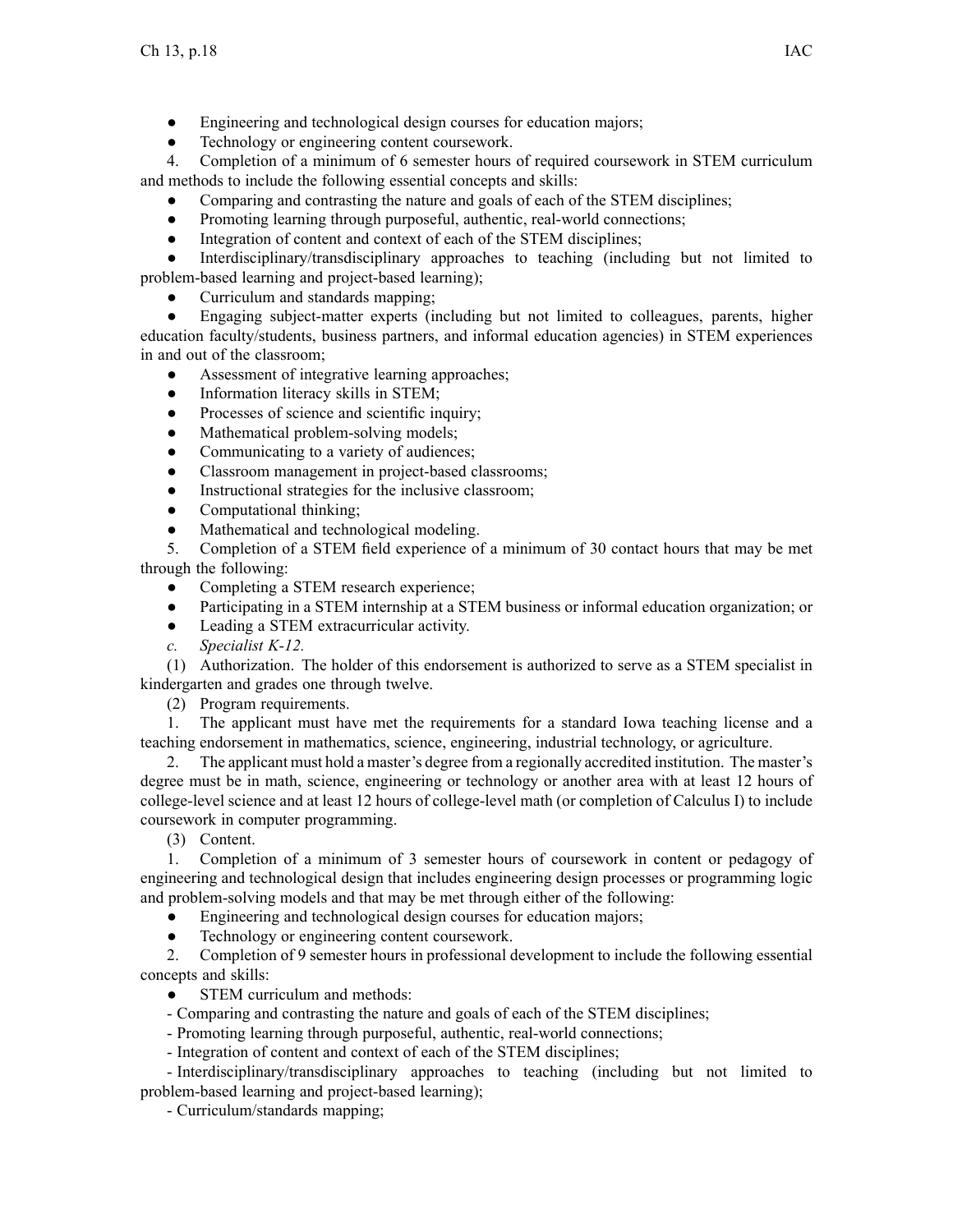- Engineering and technological design courses for education majors;
- Technology or engineering content coursework.

4. Completion of a minimum of 6 semester hours of required coursework in STEM curriculum and methods to include the following essential concepts and skills:

- Comparing and contrasting the nature and goals of each of the STEM disciplines;
- Promoting learning through purposeful, authentic, real-world connections;
- Integration of content and context of each of the STEM disciplines;
- Interdisciplinary/transdisciplinary approaches to teaching (including but not limited to problem-based learning and project-based learning);
- Curriculum and standards mapping;
- Engaging subject-matter experts (including but not limited to colleagues, parents, higher education faculty/students, business partners, and informal education agencies) in STEM experiences in and out of the classroom;
- Assessment of integrative learning approaches;
- Information literacy skills in STEM;
- Processes of science and scientific inquiry;
- Mathematical problem-solving models;
- Communicating to a variety of audiences;
- Classroom management in project-based classrooms;
- Instructional strategies for the inclusive classroom;
- Computational thinking;
- Mathematical and technological modeling.

5. Completion of a STEM field experience of a minimum of 30 contact hours that may be met through the following:

- Completing a STEM research experience;
- Participating in a STEM internship at a STEM business or informal education organization; or
- Leading a STEM extracurricular activity.

*c. Specialist K-12.*

(1) Authorization. The holder of this endorsement is authorized to serve as a STEM specialist in kindergarten and grades one through twelve.

(2) Program requirements.

1. The applicant must have met the requirements for a standard Iowa teaching license and a teaching endorsement in mathematics, science, engineering, industrial technology, or agriculture.

2. The applicant must hold a master's degree from a regionally accredited institution. The master's degree must be in math, science, engineering or technology or another area with at least 12 hours of college-level science and at least 12 hours of college-level math (or completion of Calculus I) to include coursework in computer programming.

(3) Content.

1. Completion of a minimum of 3 semester hours of coursework in content or pedagogy of engineering and technological design that includes engineering design processes or programming logic and problem-solving models and that may be met through either of the following:

- Engineering and technological design courses for education majors;
- Technology or engineering content coursework.

2. Completion of 9 semester hours in professional development to include the following essential concepts and skills:

- STEM curriculum and methods:

- Comparing and contrasting the nature and goals of each of the STEM disciplines;
- Promoting learning through purposeful, authentic, real-world connections;
- Integration of content and context of each of the STEM disciplines;
- Interdisciplinary/transdisciplinary approaches to teaching (including but not limited to problem-based learning and project-based learning);
- Curriculum/standards mapping;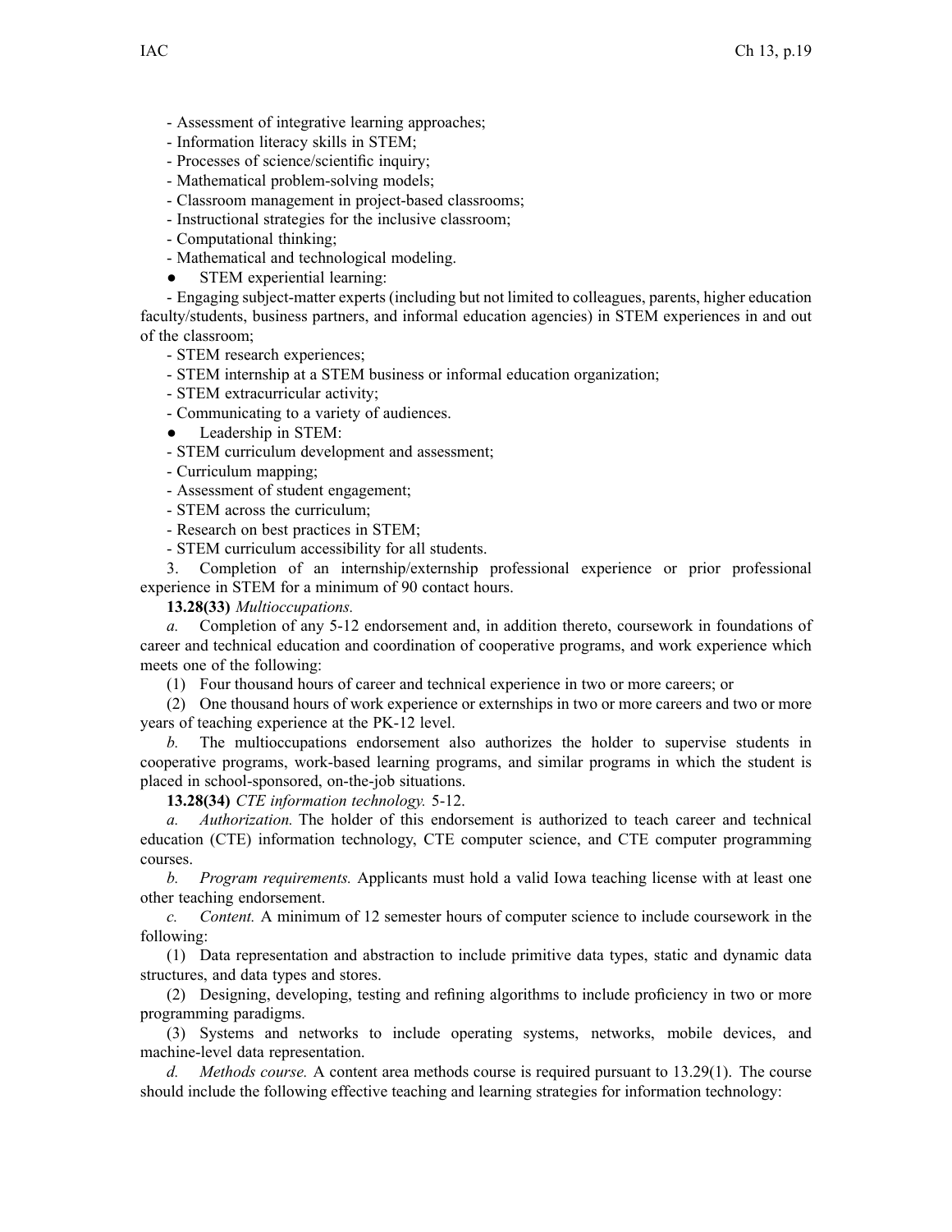- Assessment of integrative learning approaches;

- Information literacy skills in STEM;

- Processes of science/scientific inquiry;

- Mathematical problem-solving models;

- Classroom management in project-based classrooms;

- Instructional strategies for the inclusive classroom;

- Computational thinking;

- Mathematical and technological modeling.

- ● STEM experiential learning:

- Engaging subject-matter experts (including but not limited to colleagues, parents, higher education faculty/students, business partners, and informal education agencies) in STEM experiences in and out of the classroom;

- STEM research experiences;

- STEM internship at a STEM business or informal education organization;

- STEM extracurricular activity;

- Communicating to a variety of audiences.

- ● Leadership in STEM:

- STEM curriculum development and assessment;

- Curriculum mapping;

- Assessment of student engagement;

- STEM across the curriculum;

- Research on best practices in STEM;

- STEM curriculum accessibility for all students.

3. Completion of an internship/externship professional experience or prior professional experience in STEM for a minimum of 90 contact hours.

**13.28(33)** *Multioccupations.*

*a.* Completion of any 5-12 endorsement and, in addition thereto, coursework in foundations of career and technical education and coordination of cooperative programs, and work experience which meets one of the following:

(1) Four thousand hours of career and technical experience in two or more careers; or

(2) One thousand hours of work experience or externships in two or more careers and two or more years of teaching experience at the PK-12 level.

*b.* The multioccupations endorsement also authorizes the holder to supervise students in cooperative programs, work-based learning programs, and similar programs in which the student is placed in school-sponsored, on-the-job situations.

**13.28(34)** *CTE information technology.* 5-12.

*a.* *Authorization.* The holder of this endorsement is authorized to teach career and technical education (CTE) information technology, CTE computer science, and CTE computer programming courses.

*b.* *Program requirements.* Applicants must hold a valid Iowa teaching license with at least one other teaching endorsement.

*c.* *Content.* A minimum of 12 semester hours of computer science to include coursework in the following:

(1) Data representation and abstraction to include primitive data types, static and dynamic data structures, and data types and stores.

(2) Designing, developing, testing and refining algorithms to include proficiency in two or more programming paradigms.

(3) Systems and networks to include operating systems, networks, mobile devices, and machine-level data representation.

*d.* *Methods course.* A content area methods course is required pursuant to 13.29(1). The course should include the following effective teaching and learning strategies for information technology: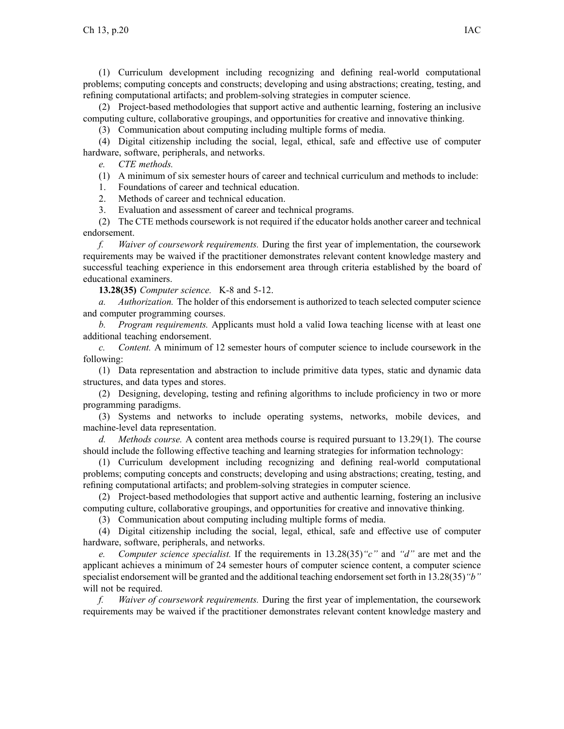(1) Curriculum development including recognizing and defining real-world computational problems; computing concepts and constructs; developing and using abstractions; creating, testing, and refining computational artifacts; and problem-solving strategies in computer science.

(2) Project-based methodologies that support active and authentic learning, fostering an inclusive computing culture, collaborative groupings, and opportunities for creative and innovative thinking.

(3) Communication about computing including multiple forms of media.

(4) Digital citizenship including the social, legal, ethical, safe and effective use of computer hardware, software, peripherals, and networks.

*e. CTE methods.*

(1) A minimum of six semester hours of career and technical curriculum and methods to include:

1. Foundations of career and technical education.
2. Methods of career and technical education.
3. Evaluation and assessment of career and technical programs.

(2) The CTE methods coursework is not required if the educator holds another career and technical endorsement.

*f. Waiver of coursework requirements.* During the first year of implementation, the coursework requirements may be waived if the practitioner demonstrates relevant content knowledge mastery and successful teaching experience in this endorsement area through criteria established by the board of educational examiners.

**13.28(35)** *Computer science.* K-8 and 5-12.

*a. Authorization.* The holder of this endorsement is authorized to teach selected computer science and computer programming courses.

*b. Program requirements.* Applicants must hold a valid Iowa teaching license with at least one additional teaching endorsement.

*c. Content.* A minimum of 12 semester hours of computer science to include coursework in the following:

(1) Data representation and abstraction to include primitive data types, static and dynamic data structures, and data types and stores.

(2) Designing, developing, testing and refining algorithms to include proficiency in two or more programming paradigms.

(3) Systems and networks to include operating systems, networks, mobile devices, and machine-level data representation.

*d. Methods course.* A content area methods course is required pursuant to 13.29(1). The course should include the following effective teaching and learning strategies for information technology:

(1) Curriculum development including recognizing and defining real-world computational problems; computing concepts and constructs; developing and using abstractions; creating, testing, and refining computational artifacts; and problem-solving strategies in computer science.

(2) Project-based methodologies that support active and authentic learning, fostering an inclusive computing culture, collaborative groupings, and opportunities for creative and innovative thinking.

(3) Communication about computing including multiple forms of media.

(4) Digital citizenship including the social, legal, ethical, safe and effective use of computer hardware, software, peripherals, and networks.

*e. Computer science specialist.* If the requirements in 13.28(35)*"c"* and *"d"* are met and the applicant achieves a minimum of 24 semester hours of computer science content, a computer science specialist endorsement will be granted and the additional teaching endorsement set forth in 13.28(35)*"b"* will not be required.

*f. Waiver of coursework requirements.* During the first year of implementation, the coursework requirements may be waived if the practitioner demonstrates relevant content knowledge mastery and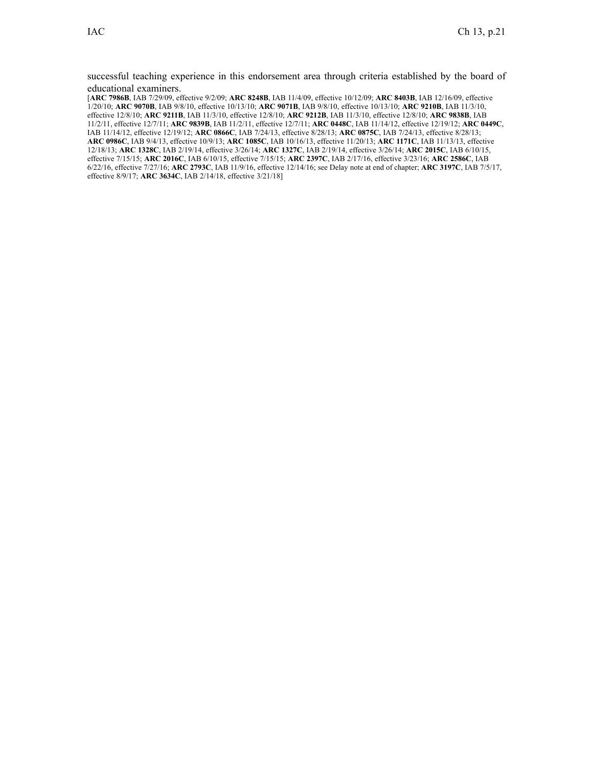successful teaching experience in this endorsement area through criteria established by the board of educational examiners.

[**ARC 7986B**, IAB 7/29/09, effective 9/2/09; **ARC 8248B**, IAB 11/4/09, effective 10/12/09; **ARC 8403B**, IAB 12/16/09, effective 1/20/10; **ARC 9070B**, IAB 9/8/10, effective 10/13/10; **ARC 9071B**, IAB 9/8/10, effective 10/13/10; **ARC 9210B**, IAB 11/3/10, effective 12/8/10; **ARC 9211B**, IAB 11/3/10, effective 12/8/10; **ARC 9212B**, IAB 11/3/10, effective 12/8/10; **ARC 9838B**, IAB 11/2/11, effective 12/7/11; **ARC 9839B**, IAB 11/2/11, effective 12/7/11; **ARC 0448C**, IAB 11/14/12, effective 12/19/12; **ARC 0449C**, IAB 11/14/12, effective 12/19/12; **ARC 0866C**, IAB 7/24/13, effective 8/28/13; **ARC 0875C**, IAB 7/24/13, effective 8/28/13; **ARC 0986C**, IAB 9/4/13, effective 10/9/13; **ARC 1085C**, IAB 10/16/13, effective 11/20/13; **ARC 1171C**, IAB 11/13/13, effective 12/18/13; **ARC 1328C**, IAB 2/19/14, effective 3/26/14; **ARC 1327C**, IAB 2/19/14, effective 3/26/14; **ARC 2015C**, IAB 6/10/15, effective 7/15/15; **ARC 2016C**, IAB 6/10/15, effective 7/15/15; **ARC 2397C**, IAB 2/17/16, effective 3/23/16; **ARC 2586C**, IAB 6/22/16, effective 7/27/16; **ARC 2793C**, IAB 11/9/16, effective 12/14/16; see Delay note at end of chapter; **ARC 3197C**, IAB 7/5/17, effective 8/9/17; **ARC 3634C**, IAB 2/14/18, effective 3/21/18]